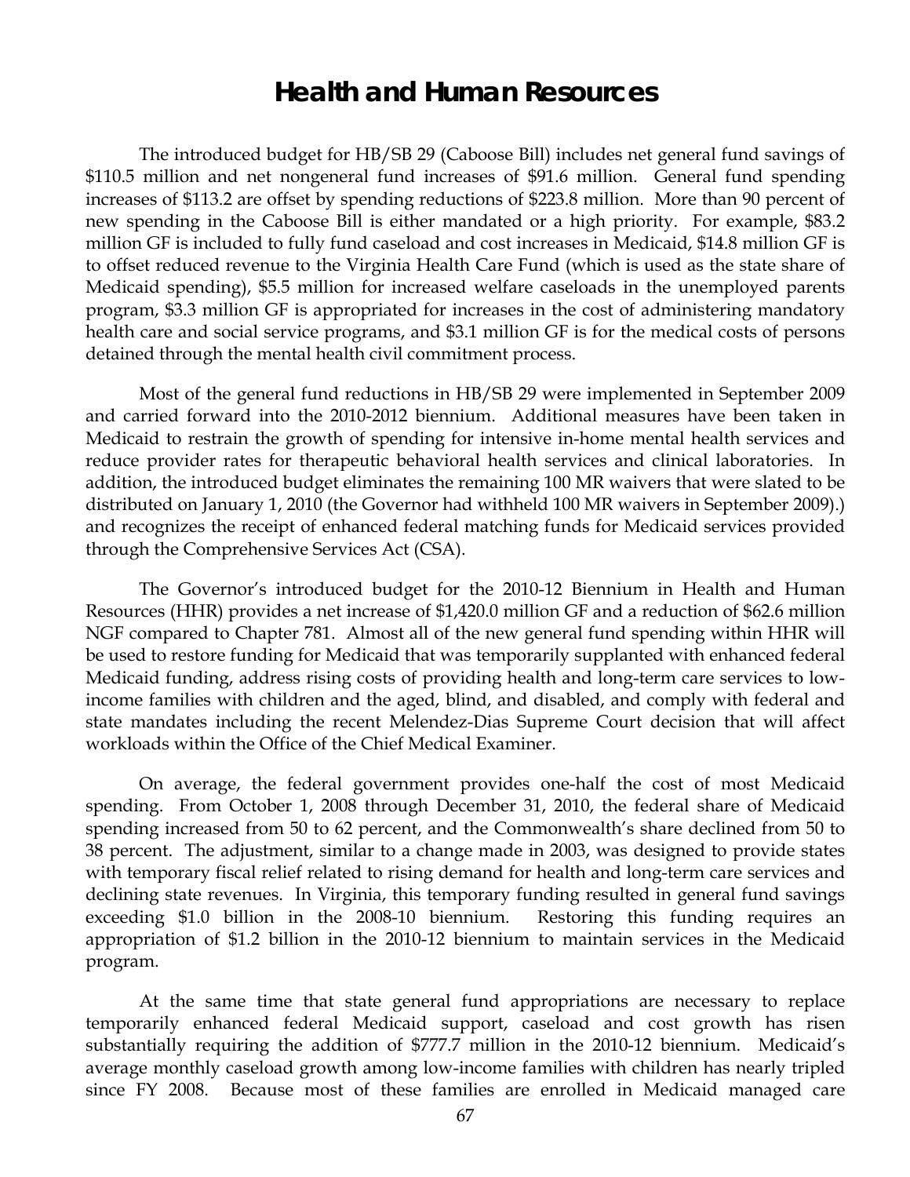# Health and Human Resources

The introduced budget for HB/SB 29 (Caboose Bill) includes net general fund savings of $110.5 million and net nongeneral fund increases of $91.6 million. General fund spending increases of $113.2 are offset by spending reductions of $223.8 million. More than 90 percent of new spending in the Caboose Bill is either mandated or a high priority. For example, $83.2 million GF is included to fully fund caseload and cost increases in Medicaid, $14.8 million GF is to offset reduced revenue to the Virginia Health Care Fund (which is used as the state share of Medicaid spending), $5.5 million for increased welfare caseloads in the unemployed parents program, $3.3 million GF is appropriated for increases in the cost of administering mandatory health care and social service programs, and $3.1 million GF is for the medical costs of persons detained through the mental health civil commitment process.

Most of the general fund reductions in HB/SB 29 were implemented in September 2009 and carried forward into the 2010-2012 biennium. Additional measures have been taken in Medicaid to restrain the growth of spending for intensive in-home mental health services and reduce provider rates for therapeutic behavioral health services and clinical laboratories. In addition, the introduced budget eliminates the remaining 100 MR waivers that were slated to be distributed on January 1, 2010 (the Governor had withheld 100 MR waivers in September 2009).) and recognizes the receipt of enhanced federal matching funds for Medicaid services provided through the Comprehensive Services Act (CSA).

The Governor's introduced budget for the 2010-12 Biennium in Health and Human Resources (HHR) provides a net increase of $1,420.0 million GF and a reduction of $62.6 million NGF compared to Chapter 781. Almost all of the new general fund spending within HHR will be used to restore funding for Medicaid that was temporarily supplanted with enhanced federal Medicaid funding, address rising costs of providing health and long-term care services to low-income families with children and the aged, blind, and disabled, and comply with federal and state mandates including the recent Melendez-Dias Supreme Court decision that will affect workloads within the Office of the Chief Medical Examiner.

On average, the federal government provides one-half the cost of most Medicaid spending. From October 1, 2008 through December 31, 2010, the federal share of Medicaid spending increased from 50 to 62 percent, and the Commonwealth's share declined from 50 to 38 percent. The adjustment, similar to a change made in 2003, was designed to provide states with temporary fiscal relief related to rising demand for health and long-term care services and declining state revenues. In Virginia, this temporary funding resulted in general fund savings exceeding $1.0 billion in the 2008-10 biennium. Restoring this funding requires an appropriation of $1.2 billion in the 2010-12 biennium to maintain services in the Medicaid program.

At the same time that state general fund appropriations are necessary to replace temporarily enhanced federal Medicaid support, caseload and cost growth has risen substantially requiring the addition of $777.7 million in the 2010-12 biennium. Medicaid's average monthly caseload growth among low-income families with children has nearly tripled since FY 2008. Because most of these families are enrolled in Medicaid managed care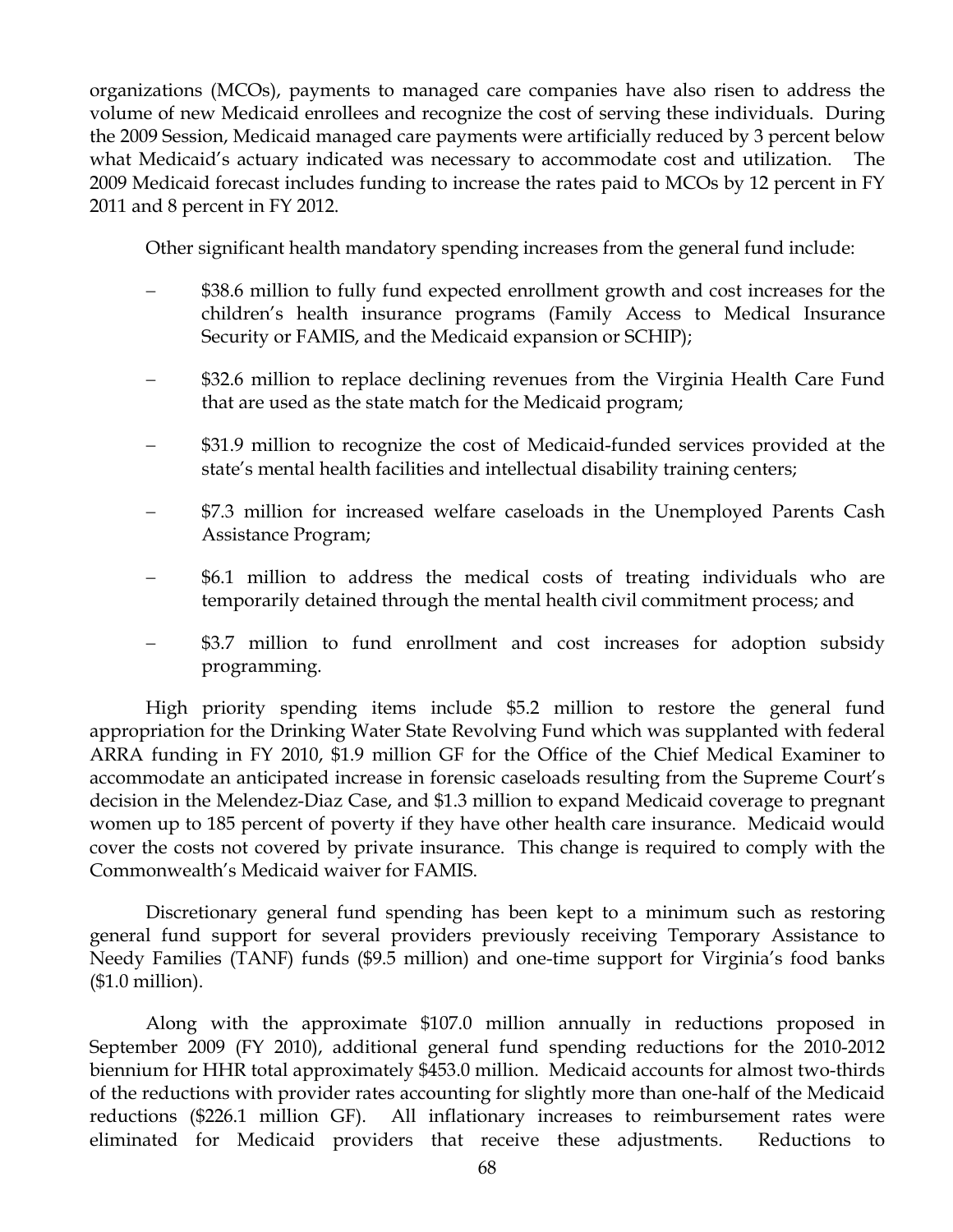organizations (MCOs), payments to managed care companies have also risen to address the volume of new Medicaid enrollees and recognize the cost of serving these individuals. During the 2009 Session, Medicaid managed care payments were artificially reduced by 3 percent below what Medicaid's actuary indicated was necessary to accommodate cost and utilization. The 2009 Medicaid forecast includes funding to increase the rates paid to MCOs by 12 percent in FY 2011 and 8 percent in FY 2012.

Other significant health mandatory spending increases from the general fund include:

- \$38.6 million to fully fund expected enrollment growth and cost increases for the children's health insurance programs (Family Access to Medical Insurance Security or FAMIS, and the Medicaid expansion or SCHIP);
- \$32.6 million to replace declining revenues from the Virginia Health Care Fund that are used as the state match for the Medicaid program;
- \$31.9 million to recognize the cost of Medicaid-funded services provided at the state's mental health facilities and intellectual disability training centers;
- \$7.3 million for increased welfare caseloads in the Unemployed Parents Cash Assistance Program;
- \$6.1 million to address the medical costs of treating individuals who are temporarily detained through the mental health civil commitment process; and
- \$3.7 million to fund enrollment and cost increases for adoption subsidy programming.

High priority spending items include \$5.2 million to restore the general fund appropriation for the Drinking Water State Revolving Fund which was supplanted with federal ARRA funding in FY 2010, \$1.9 million GF for the Office of the Chief Medical Examiner to accommodate an anticipated increase in forensic caseloads resulting from the Supreme Court's decision in the Melendez-Diaz Case, and \$1.3 million to expand Medicaid coverage to pregnant women up to 185 percent of poverty if they have other health care insurance. Medicaid would cover the costs not covered by private insurance. This change is required to comply with the Commonwealth's Medicaid waiver for FAMIS.

Discretionary general fund spending has been kept to a minimum such as restoring general fund support for several providers previously receiving Temporary Assistance to Needy Families (TANF) funds (\$9.5 million) and one-time support for Virginia's food banks (\$1.0 million).

Along with the approximate \$107.0 million annually in reductions proposed in September 2009 (FY 2010), additional general fund spending reductions for the 2010-2012 biennium for HHR total approximately \$453.0 million. Medicaid accounts for almost two-thirds of the reductions with provider rates accounting for slightly more than one-half of the Medicaid reductions (\$226.1 million GF). All inflationary increases to reimbursement rates were eliminated for Medicaid providers that receive these adjustments. Reductions to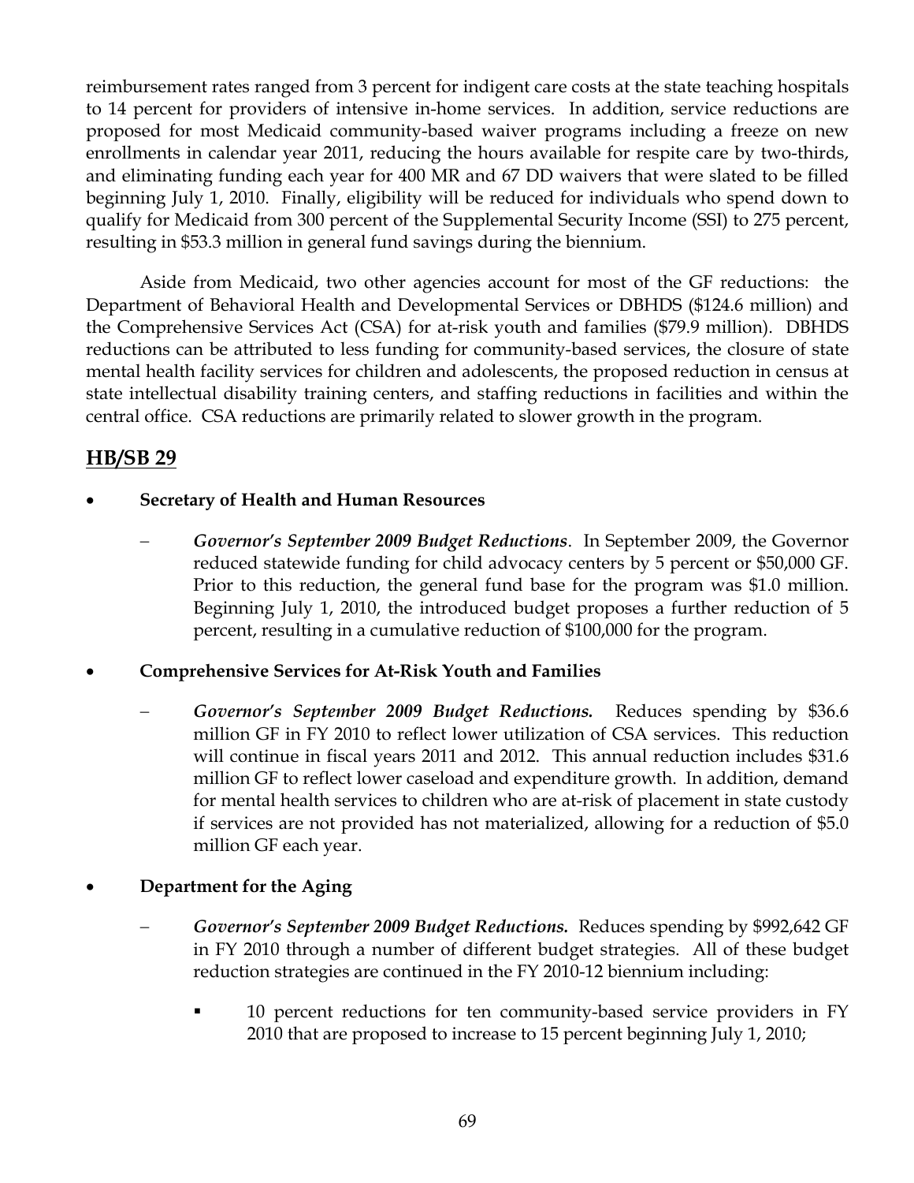reimbursement rates ranged from 3 percent for indigent care costs at the state teaching hospitals to 14 percent for providers of intensive in-home services. In addition, service reductions are proposed for most Medicaid community-based waiver programs including a freeze on new enrollments in calendar year 2011, reducing the hours available for respite care by two-thirds, and eliminating funding each year for 400 MR and 67 DD waivers that were slated to be filled beginning July 1, 2010. Finally, eligibility will be reduced for individuals who spend down to qualify for Medicaid from 300 percent of the Supplemental Security Income (SSI) to 275 percent, resulting in $53.3 million in general fund savings during the biennium.

Aside from Medicaid, two other agencies account for most of the GF reductions: the Department of Behavioral Health and Developmental Services or DBHDS ($124.6 million) and the Comprehensive Services Act (CSA) for at-risk youth and families ($79.9 million). DBHDS reductions can be attributed to less funding for community-based services, the closure of state mental health facility services for children and adolescents, the proposed reduction in census at state intellectual disability training centers, and staffing reductions in facilities and within the central office. CSA reductions are primarily related to slower growth in the program.

## HB/SB 29

- **Secretary of Health and Human Resources**
  - ***Governor's September 2009 Budget Reductions***. In September 2009, the Governor reduced statewide funding for child advocacy centers by 5 percent or $50,000 GF. Prior to this reduction, the general fund base for the program was $1.0 million. Beginning July 1, 2010, the introduced budget proposes a further reduction of 5 percent, resulting in a cumulative reduction of $100,000 for the program.

- **Comprehensive Services for At-Risk Youth and Families**
  - ***Governor's September 2009 Budget Reductions.*** Reduces spending by $36.6 million GF in FY 2010 to reflect lower utilization of CSA services. This reduction will continue in fiscal years 2011 and 2012. This annual reduction includes $31.6 million GF to reflect lower caseload and expenditure growth. In addition, demand for mental health services to children who are at-risk of placement in state custody if services are not provided has not materialized, allowing for a reduction of $5.0 million GF each year.

- **Department for the Aging**
  - ***Governor's September 2009 Budget Reductions.*** Reduces spending by $992,642 GF in FY 2010 through a number of different budget strategies. All of these budget reduction strategies are continued in the FY 2010-12 biennium including:
    - 10 percent reductions for ten community-based service providers in FY 2010 that are proposed to increase to 15 percent beginning July 1, 2010;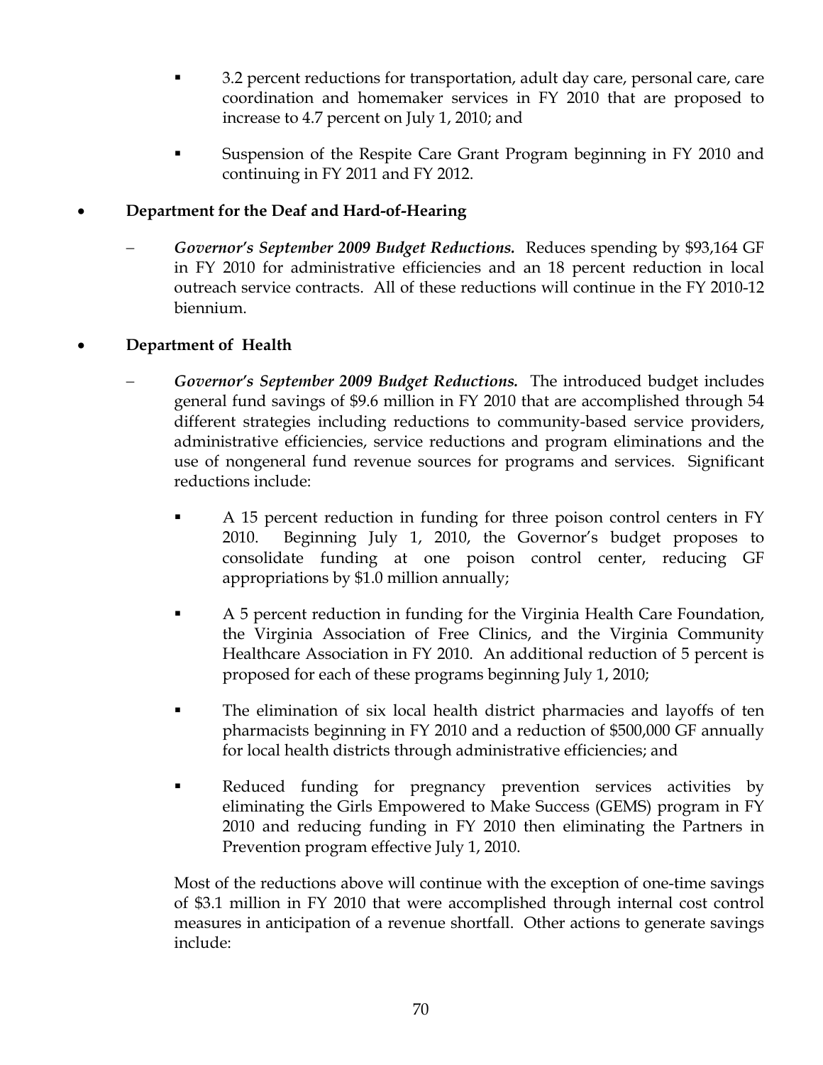- 3.2 percent reductions for transportation, adult day care, personal care, care coordination and homemaker services in FY 2010 that are proposed to increase to 4.7 percent on July 1, 2010; and

- Suspension of the Respite Care Grant Program beginning in FY 2010 and continuing in FY 2011 and FY 2012.

- **Department for the Deaf and Hard-of-Hearing**

  – ***Governor's September 2009 Budget Reductions.*** Reduces spending by $93,164 GF in FY 2010 for administrative efficiencies and an 18 percent reduction in local outreach service contracts. All of these reductions will continue in the FY 2010-12 biennium.

- **Department of Health**

  – ***Governor's September 2009 Budget Reductions.*** The introduced budget includes general fund savings of $9.6 million in FY 2010 that are accomplished through 54 different strategies including reductions to community-based service providers, administrative efficiencies, service reductions and program eliminations and the use of nongeneral fund revenue sources for programs and services. Significant reductions include:

    - A 15 percent reduction in funding for three poison control centers in FY 2010. Beginning July 1, 2010, the Governor's budget proposes to consolidate funding at one poison control center, reducing GF appropriations by $1.0 million annually;

    - A 5 percent reduction in funding for the Virginia Health Care Foundation, the Virginia Association of Free Clinics, and the Virginia Community Healthcare Association in FY 2010. An additional reduction of 5 percent is proposed for each of these programs beginning July 1, 2010;

    - The elimination of six local health district pharmacies and layoffs of ten pharmacists beginning in FY 2010 and a reduction of $500,000 GF annually for local health districts through administrative efficiencies; and

    - Reduced funding for pregnancy prevention services activities by eliminating the Girls Empowered to Make Success (GEMS) program in FY 2010 and reducing funding in FY 2010 then eliminating the Partners in Prevention program effective July 1, 2010.

    Most of the reductions above will continue with the exception of one-time savings of $3.1 million in FY 2010 that were accomplished through internal cost control measures in anticipation of a revenue shortfall. Other actions to generate savings include: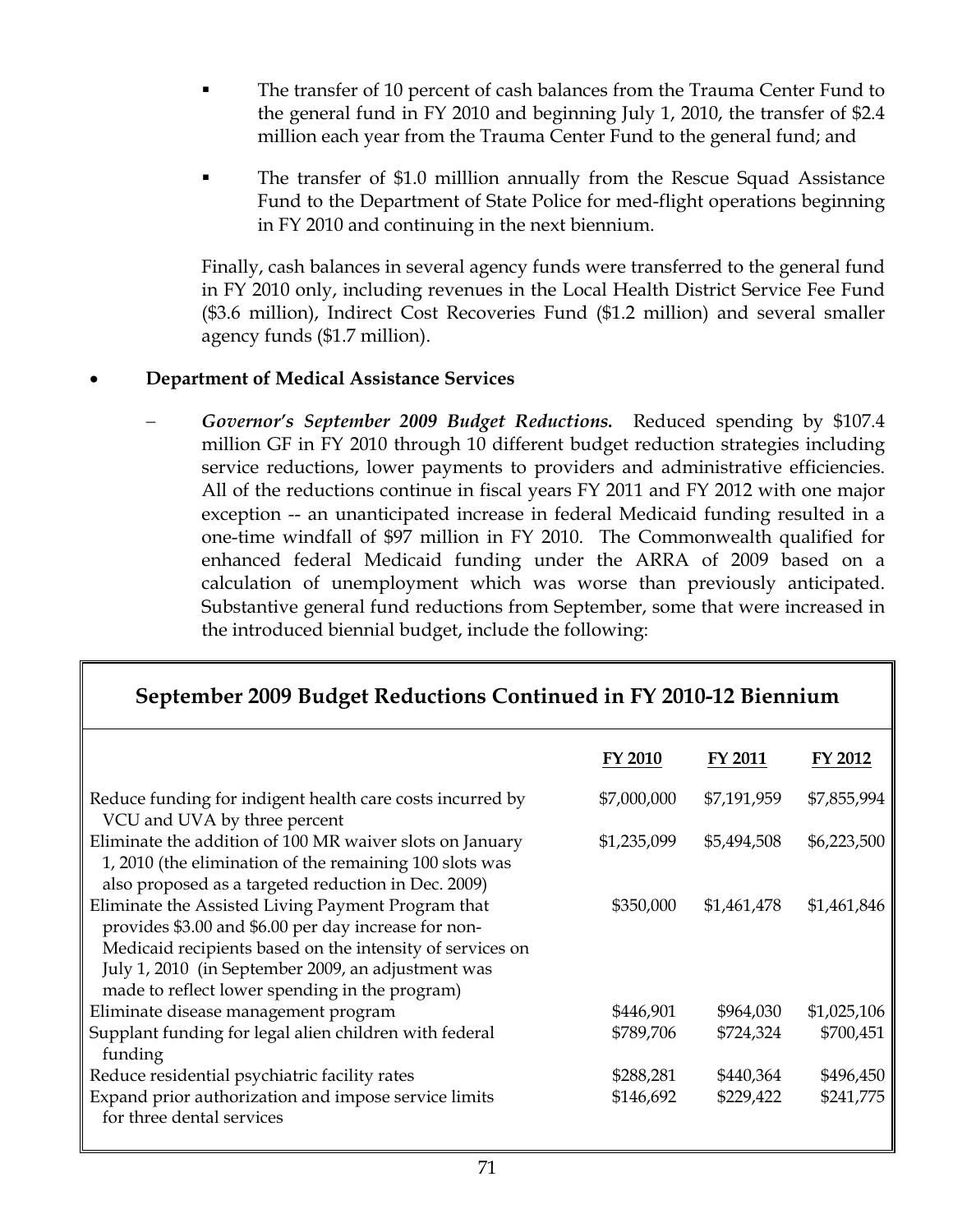- The transfer of 10 percent of cash balances from the Trauma Center Fund to the general fund in FY 2010 and beginning July 1, 2010, the transfer of $2.4 million each year from the Trauma Center Fund to the general fund; and

- The transfer of $1.0 milllion annually from the Rescue Squad Assistance Fund to the Department of State Police for med-flight operations beginning in FY 2010 and continuing in the next biennium.

Finally, cash balances in several agency funds were transferred to the general fund in FY 2010 only, including revenues in the Local Health District Service Fee Fund ($3.6 million), Indirect Cost Recoveries Fund ($1.2 million) and several smaller agency funds ($1.7 million).

- **Department of Medical Assistance Services**

  – ***Governor's September 2009 Budget Reductions.*** Reduced spending by $107.4 million GF in FY 2010 through 10 different budget reduction strategies including service reductions, lower payments to providers and administrative efficiencies. All of the reductions continue in fiscal years FY 2011 and FY 2012 with one major exception -- an unanticipated increase in federal Medicaid funding resulted in a one-time windfall of $97 million in FY 2010. The Commonwealth qualified for enhanced federal Medicaid funding under the ARRA of 2009 based on a calculation of unemployment which was worse than previously anticipated. Substantive general fund reductions from September, some that were increased in the introduced biennial budget, include the following:

**September 2009 Budget Reductions Continued in FY 2010-12 Biennium**

| | FY 2010 | FY 2011 | FY 2012 |
|---|---|---|---|
| Reduce funding for indigent health care costs incurred by VCU and UVA by three percent | $7,000,000 | $7,191,959 | $7,855,994 |
| Eliminate the addition of 100 MR waiver slots on January 1, 2010 (the elimination of the remaining 100 slots was also proposed as a targeted reduction in Dec. 2009) | $1,235,099 | $5,494,508 | $6,223,500 |
| Eliminate the Assisted Living Payment Program that provides $3.00 and $6.00 per day increase for non-Medicaid recipients based on the intensity of services on July 1, 2010 (in September 2009, an adjustment was made to reflect lower spending in the program) | $350,000 | $1,461,478 | $1,461,846 |
| Eliminate disease management program | $446,901 | $964,030 | $1,025,106 |
| Supplant funding for legal alien children with federal funding | $789,706 | $724,324 | $700,451 |
| Reduce residential psychiatric facility rates | $288,281 | $440,364 | $496,450 |
| Expand prior authorization and impose service limits for three dental services | $146,692 | $229,422 | $241,775 |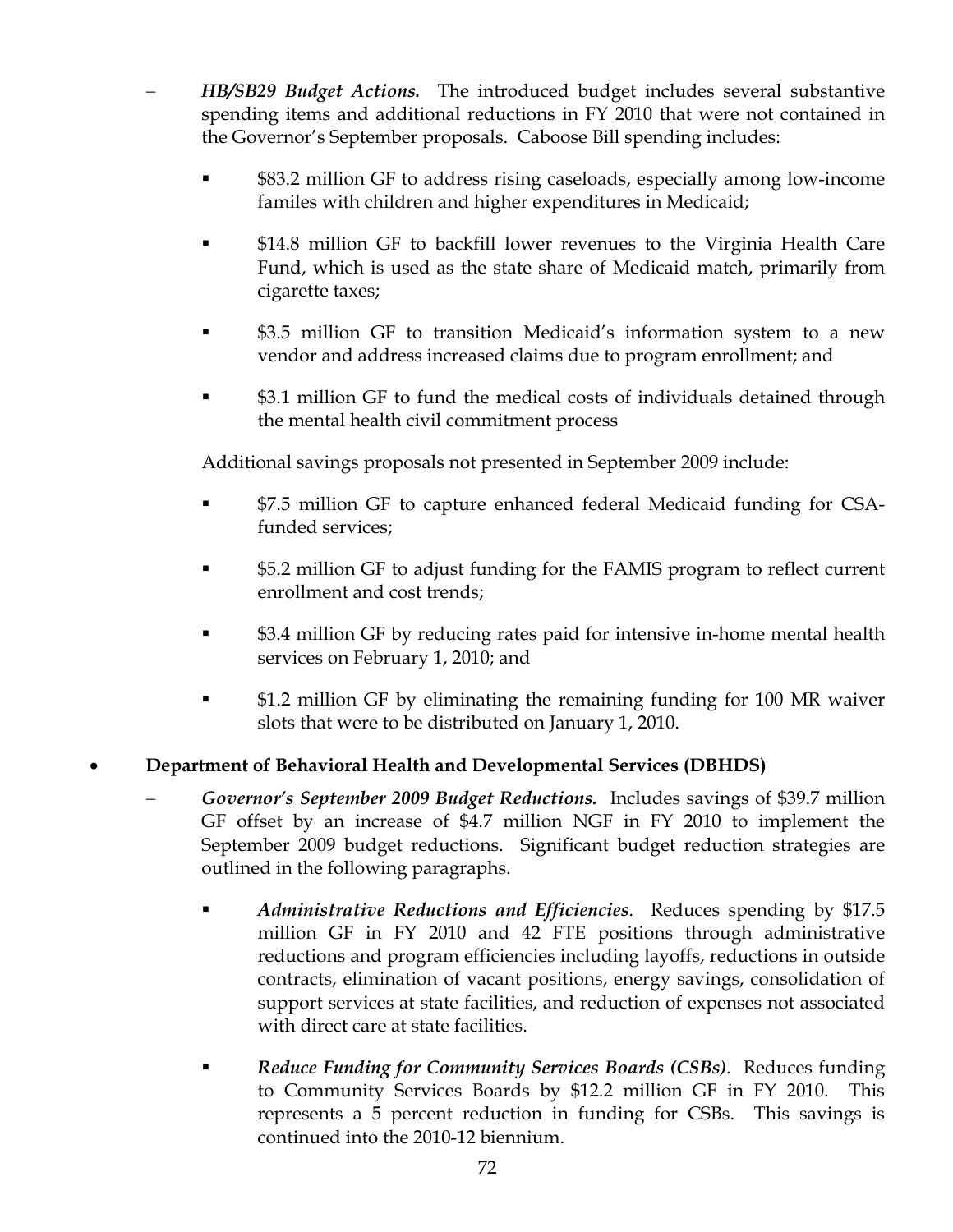- ***HB/SB29 Budget Actions.*** The introduced budget includes several substantive spending items and additional reductions in FY 2010 that were not contained in the Governor's September proposals. Caboose Bill spending includes:

  - $83.2 million GF to address rising caseloads, especially among low-income familes with children and higher expenditures in Medicaid;

  - $14.8 million GF to backfill lower revenues to the Virginia Health Care Fund, which is used as the state share of Medicaid match, primarily from cigarette taxes;

  - $3.5 million GF to transition Medicaid's information system to a new vendor and address increased claims due to program enrollment; and

  - $3.1 million GF to fund the medical costs of individuals detained through the mental health civil commitment process

  Additional savings proposals not presented in September 2009 include:

  - $7.5 million GF to capture enhanced federal Medicaid funding for CSA-funded services;

  - $5.2 million GF to adjust funding for the FAMIS program to reflect current enrollment and cost trends;

  - $3.4 million GF by reducing rates paid for intensive in-home mental health services on February 1, 2010; and

  - $1.2 million GF by eliminating the remaining funding for 100 MR waiver slots that were to be distributed on January 1, 2010.

- **Department of Behavioral Health and Developmental Services (DBHDS)**

  - ***Governor's September 2009 Budget Reductions.*** Includes savings of $39.7 million GF offset by an increase of $4.7 million NGF in FY 2010 to implement the September 2009 budget reductions. Significant budget reduction strategies are outlined in the following paragraphs.

    - ***Administrative Reductions and Efficiencies***. Reduces spending by $17.5 million GF in FY 2010 and 42 FTE positions through administrative reductions and program efficiencies including layoffs, reductions in outside contracts, elimination of vacant positions, energy savings, consolidation of support services at state facilities, and reduction of expenses not associated with direct care at state facilities.

    - ***Reduce Funding for Community Services Boards (CSBs)***. Reduces funding to Community Services Boards by $12.2 million GF in FY 2010. This represents a 5 percent reduction in funding for CSBs. This savings is continued into the 2010-12 biennium.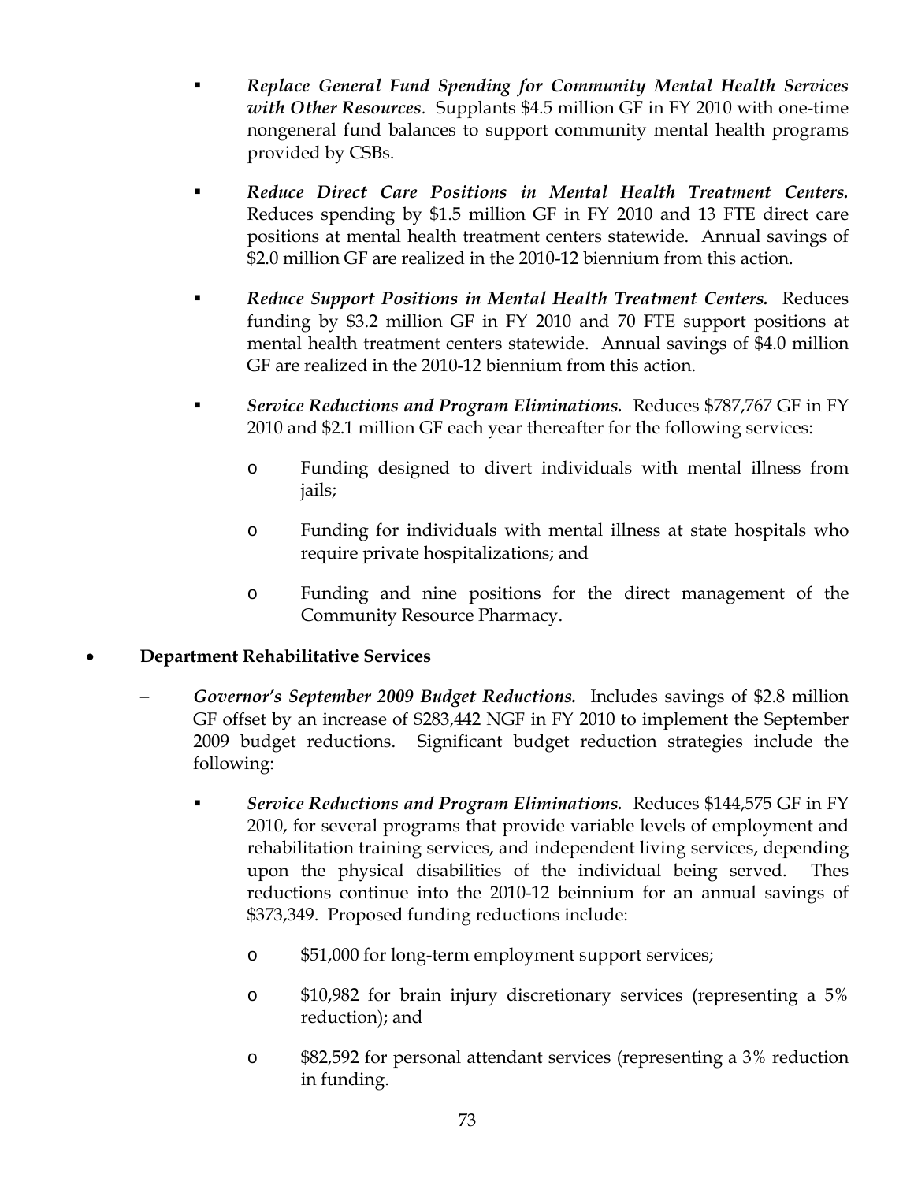- *Replace General Fund Spending for Community Mental Health Services with Other Resources*. Supplants $4.5 million GF in FY 2010 with one-time nongeneral fund balances to support community mental health programs provided by CSBs.

- ***Reduce Direct Care Positions in Mental Health Treatment Centers.*** Reduces spending by $1.5 million GF in FY 2010 and 13 FTE direct care positions at mental health treatment centers statewide. Annual savings of $2.0 million GF are realized in the 2010-12 biennium from this action.

- ***Reduce Support Positions in Mental Health Treatment Centers.*** Reduces funding by $3.2 million GF in FY 2010 and 70 FTE support positions at mental health treatment centers statewide. Annual savings of $4.0 million GF are realized in the 2010-12 biennium from this action.

- ***Service Reductions and Program Eliminations.*** Reduces $787,767 GF in FY 2010 and $2.1 million GF each year thereafter for the following services:

  - Funding designed to divert individuals with mental illness from jails;

  - Funding for individuals with mental illness at state hospitals who require private hospitalizations; and

  - Funding and nine positions for the direct management of the Community Resource Pharmacy.

- **Department Rehabilitative Services**

  - ***Governor's September 2009 Budget Reductions.*** Includes savings of $2.8 million GF offset by an increase of $283,442 NGF in FY 2010 to implement the September 2009 budget reductions. Significant budget reduction strategies include the following:

    - ***Service Reductions and Program Eliminations.*** Reduces $144,575 GF in FY 2010, for several programs that provide variable levels of employment and rehabilitation training services, and independent living services, depending upon the physical disabilities of the individual being served. Thes reductions continue into the 2010-12 beinnium for an annual savings of $373,349. Proposed funding reductions include:

      - $51,000 for long-term employment support services;

      - $10,982 for brain injury discretionary services (representing a 5% reduction); and

      - $82,592 for personal attendant services (representing a 3% reduction in funding.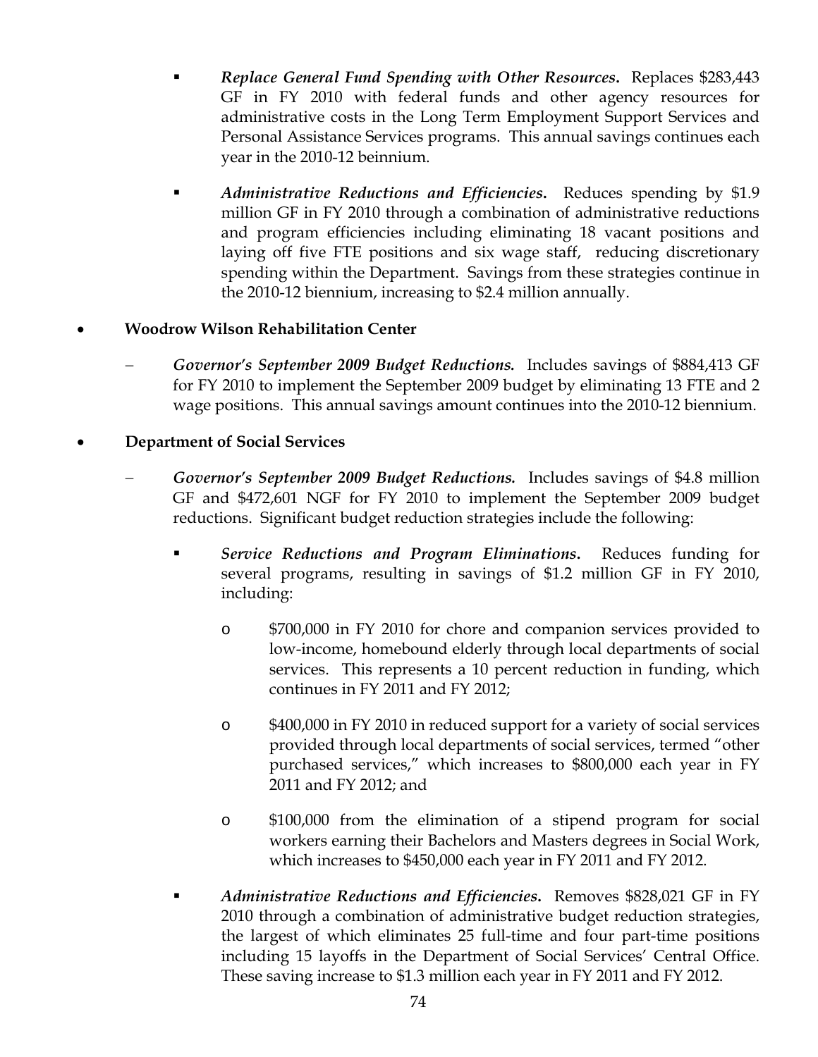- *Replace General Fund Spending with Other Resources.* Replaces $283,443 GF in FY 2010 with federal funds and other agency resources for administrative costs in the Long Term Employment Support Services and Personal Assistance Services programs. This annual savings continues each year in the 2010-12 beinnium.

- *Administrative Reductions and Efficiencies.* Reduces spending by $1.9 million GF in FY 2010 through a combination of administrative reductions and program efficiencies including eliminating 18 vacant positions and laying off five FTE positions and six wage staff, reducing discretionary spending within the Department. Savings from these strategies continue in the 2010-12 biennium, increasing to $2.4 million annually.

- **Woodrow Wilson Rehabilitation Center**

  - *Governor's September 2009 Budget Reductions.* Includes savings of $884,413 GF for FY 2010 to implement the September 2009 budget by eliminating 13 FTE and 2 wage positions. This annual savings amount continues into the 2010-12 biennium.

- **Department of Social Services**

  - *Governor's September 2009 Budget Reductions.* Includes savings of $4.8 million GF and $472,601 NGF for FY 2010 to implement the September 2009 budget reductions. Significant budget reduction strategies include the following:

    - *Service Reductions and Program Eliminations.* Reduces funding for several programs, resulting in savings of $1.2 million GF in FY 2010, including:

      - $700,000 in FY 2010 for chore and companion services provided to low-income, homebound elderly through local departments of social services. This represents a 10 percent reduction in funding, which continues in FY 2011 and FY 2012;

      - $400,000 in FY 2010 in reduced support for a variety of social services provided through local departments of social services, termed "other purchased services," which increases to $800,000 each year in FY 2011 and FY 2012; and

      - $100,000 from the elimination of a stipend program for social workers earning their Bachelors and Masters degrees in Social Work, which increases to $450,000 each year in FY 2011 and FY 2012.

    - *Administrative Reductions and Efficiencies.* Removes $828,021 GF in FY 2010 through a combination of administrative budget reduction strategies, the largest of which eliminates 25 full-time and four part-time positions including 15 layoffs in the Department of Social Services' Central Office. These saving increase to $1.3 million each year in FY 2011 and FY 2012.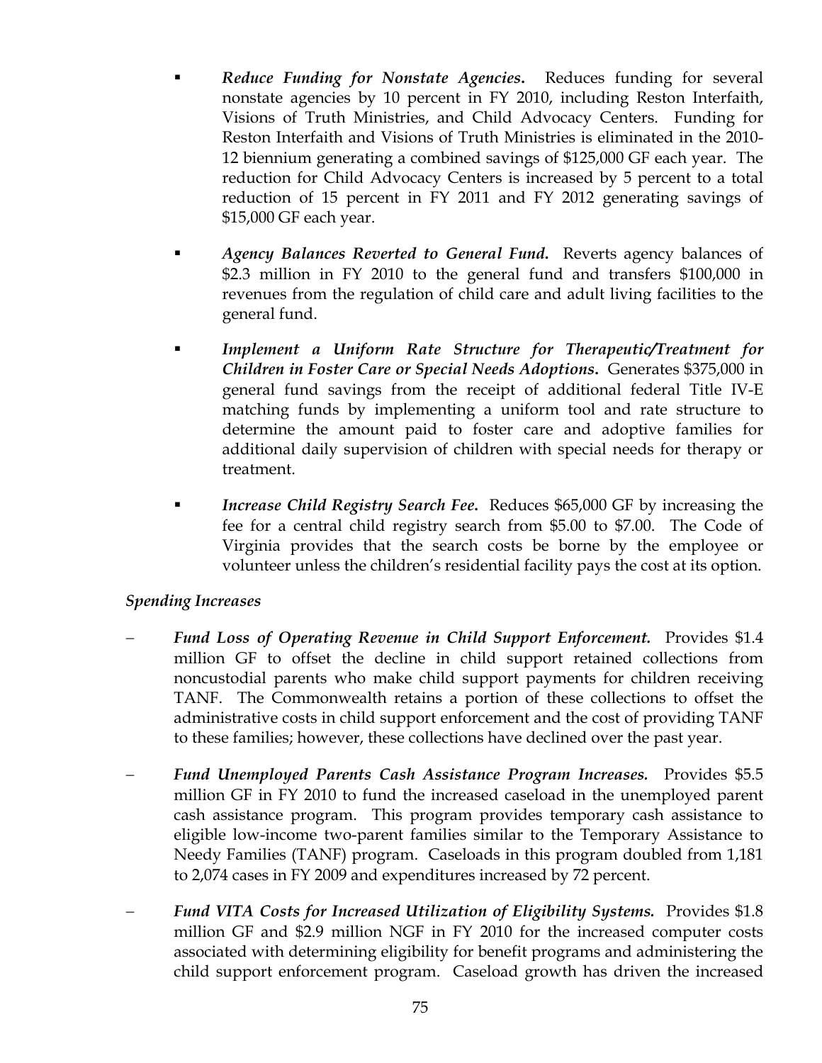- ***Reduce Funding for Nonstate Agencies.*** Reduces funding for several nonstate agencies by 10 percent in FY 2010, including Reston Interfaith, Visions of Truth Ministries, and Child Advocacy Centers. Funding for Reston Interfaith and Visions of Truth Ministries is eliminated in the 2010-12 biennium generating a combined savings of $125,000 GF each year. The reduction for Child Advocacy Centers is increased by 5 percent to a total reduction of 15 percent in FY 2011 and FY 2012 generating savings of $15,000 GF each year.

- ***Agency Balances Reverted to General Fund.*** Reverts agency balances of $2.3 million in FY 2010 to the general fund and transfers $100,000 in revenues from the regulation of child care and adult living facilities to the general fund.

- ***Implement a Uniform Rate Structure for Therapeutic/Treatment for Children in Foster Care or Special Needs Adoptions.*** Generates $375,000 in general fund savings from the receipt of additional federal Title IV-E matching funds by implementing a uniform tool and rate structure to determine the amount paid to foster care and adoptive families for additional daily supervision of children with special needs for therapy or treatment.

- ***Increase Child Registry Search Fee.*** Reduces $65,000 GF by increasing the fee for a central child registry search from $5.00 to $7.00. The Code of Virginia provides that the search costs be borne by the employee or volunteer unless the children's residential facility pays the cost at its option.

*Spending Increases*

- ***Fund Loss of Operating Revenue in Child Support Enforcement.*** Provides $1.4 million GF to offset the decline in child support retained collections from noncustodial parents who make child support payments for children receiving TANF. The Commonwealth retains a portion of these collections to offset the administrative costs in child support enforcement and the cost of providing TANF to these families; however, these collections have declined over the past year.

- ***Fund Unemployed Parents Cash Assistance Program Increases.*** Provides $5.5 million GF in FY 2010 to fund the increased caseload in the unemployed parent cash assistance program. This program provides temporary cash assistance to eligible low-income two-parent families similar to the Temporary Assistance to Needy Families (TANF) program. Caseloads in this program doubled from 1,181 to 2,074 cases in FY 2009 and expenditures increased by 72 percent.

- ***Fund VITA Costs for Increased Utilization of Eligibility Systems.*** Provides $1.8 million GF and $2.9 million NGF in FY 2010 for the increased computer costs associated with determining eligibility for benefit programs and administering the child support enforcement program. Caseload growth has driven the increased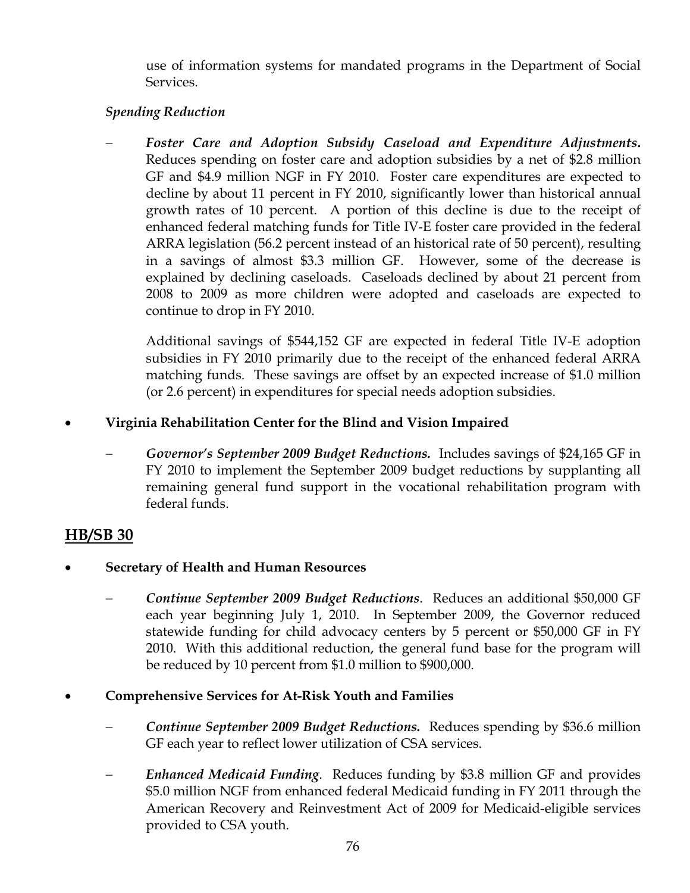use of information systems for mandated programs in the Department of Social Services.

*Spending Reduction*

- ***Foster Care and Adoption Subsidy Caseload and Expenditure Adjustments.*** Reduces spending on foster care and adoption subsidies by a net of $2.8 million GF and $4.9 million NGF in FY 2010. Foster care expenditures are expected to decline by about 11 percent in FY 2010, significantly lower than historical annual growth rates of 10 percent. A portion of this decline is due to the receipt of enhanced federal matching funds for Title IV-E foster care provided in the federal ARRA legislation (56.2 percent instead of an historical rate of 50 percent), resulting in a savings of almost $3.3 million GF. However, some of the decrease is explained by declining caseloads. Caseloads declined by about 21 percent from 2008 to 2009 as more children were adopted and caseloads are expected to continue to drop in FY 2010.

  Additional savings of $544,152 GF are expected in federal Title IV-E adoption subsidies in FY 2010 primarily due to the receipt of the enhanced federal ARRA matching funds. These savings are offset by an expected increase of $1.0 million (or 2.6 percent) in expenditures for special needs adoption subsidies.

- **Virginia Rehabilitation Center for the Blind and Vision Impaired**
  - ***Governor's September 2009 Budget Reductions.*** Includes savings of $24,165 GF in FY 2010 to implement the September 2009 budget reductions by supplanting all remaining general fund support in the vocational rehabilitation program with federal funds.

## HB/SB 30

- **Secretary of Health and Human Resources**
  - ***Continue September 2009 Budget Reductions***. Reduces an additional $50,000 GF each year beginning July 1, 2010. In September 2009, the Governor reduced statewide funding for child advocacy centers by 5 percent or $50,000 GF in FY 2010. With this additional reduction, the general fund base for the program will be reduced by 10 percent from $1.0 million to $900,000.

- **Comprehensive Services for At-Risk Youth and Families**
  - ***Continue September 2009 Budget Reductions.*** Reduces spending by $36.6 million GF each year to reflect lower utilization of CSA services.
  - ***Enhanced Medicaid Funding***. Reduces funding by $3.8 million GF and provides $5.0 million NGF from enhanced federal Medicaid funding in FY 2011 through the American Recovery and Reinvestment Act of 2009 for Medicaid-eligible services provided to CSA youth.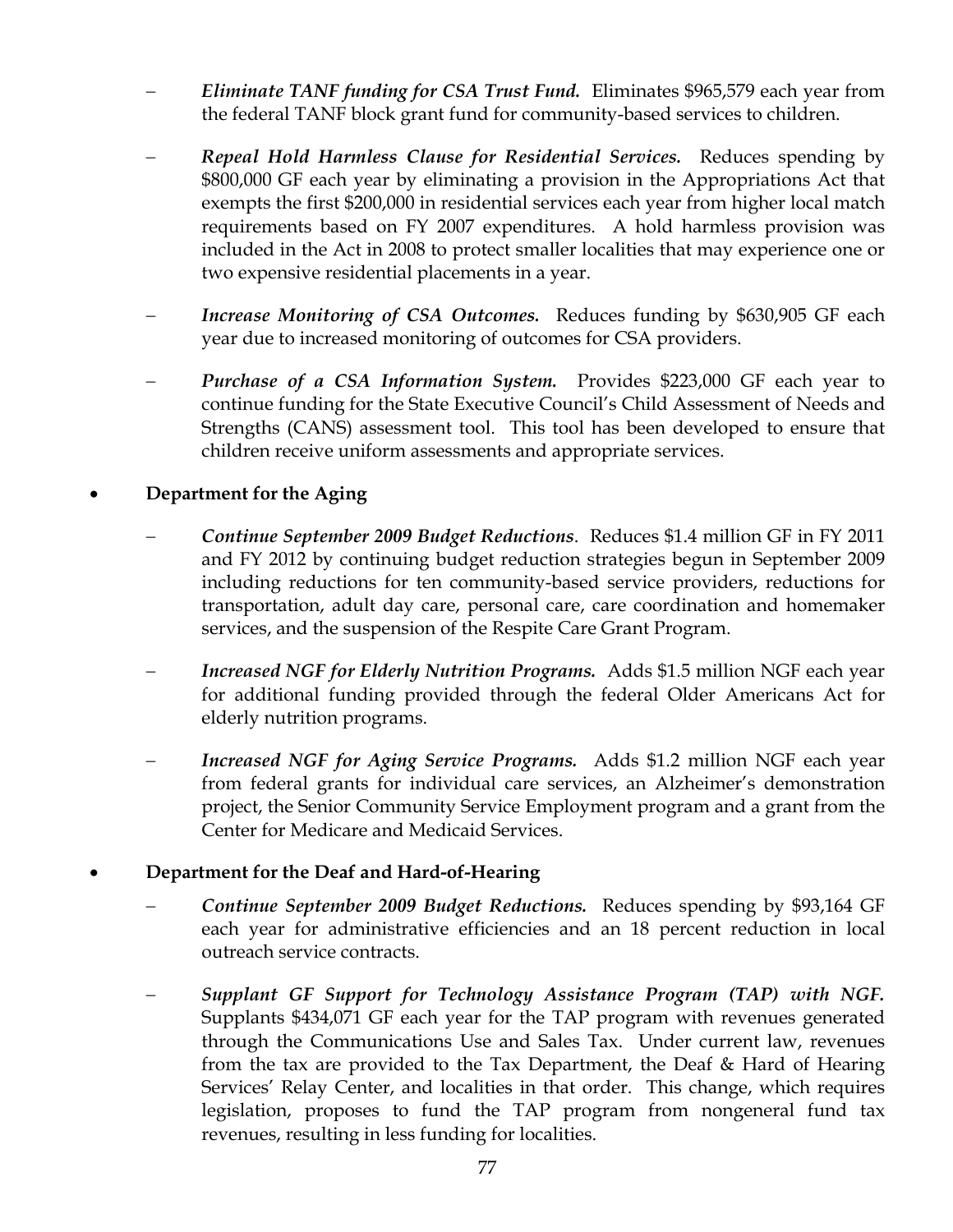- *Eliminate TANF funding for CSA Trust Fund.* Eliminates $965,579 each year from the federal TANF block grant fund for community-based services to children.
- *Repeal Hold Harmless Clause for Residential Services.* Reduces spending by $800,000 GF each year by eliminating a provision in the Appropriations Act that exempts the first $200,000 in residential services each year from higher local match requirements based on FY 2007 expenditures. A hold harmless provision was included in the Act in 2008 to protect smaller localities that may experience one or two expensive residential placements in a year.
- *Increase Monitoring of CSA Outcomes.* Reduces funding by $630,905 GF each year due to increased monitoring of outcomes for CSA providers.
- *Purchase of a CSA Information System.* Provides $223,000 GF each year to continue funding for the State Executive Council's Child Assessment of Needs and Strengths (CANS) assessment tool. This tool has been developed to ensure that children receive uniform assessments and appropriate services.

- **Department for the Aging**
  - *Continue September 2009 Budget Reductions*. Reduces $1.4 million GF in FY 2011 and FY 2012 by continuing budget reduction strategies begun in September 2009 including reductions for ten community-based service providers, reductions for transportation, adult day care, personal care, care coordination and homemaker services, and the suspension of the Respite Care Grant Program.
  - *Increased NGF for Elderly Nutrition Programs.* Adds $1.5 million NGF each year for additional funding provided through the federal Older Americans Act for elderly nutrition programs.
  - *Increased NGF for Aging Service Programs.* Adds $1.2 million NGF each year from federal grants for individual care services, an Alzheimer's demonstration project, the Senior Community Service Employment program and a grant from the Center for Medicare and Medicaid Services.

- **Department for the Deaf and Hard-of-Hearing**
  - *Continue September 2009 Budget Reductions.* Reduces spending by $93,164 GF each year for administrative efficiencies and an 18 percent reduction in local outreach service contracts.
  - *Supplant GF Support for Technology Assistance Program (TAP) with NGF.* Supplants $434,071 GF each year for the TAP program with revenues generated through the Communications Use and Sales Tax. Under current law, revenues from the tax are provided to the Tax Department, the Deaf & Hard of Hearing Services' Relay Center, and localities in that order. This change, which requires legislation, proposes to fund the TAP program from nongeneral fund tax revenues, resulting in less funding for localities.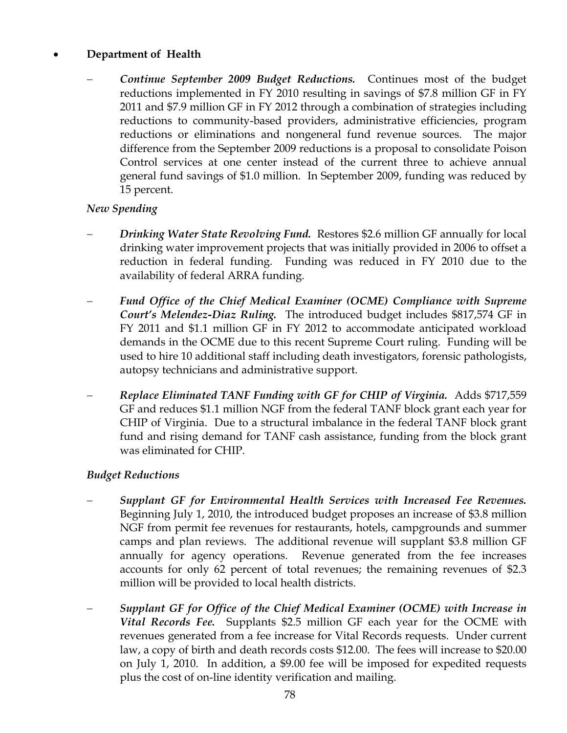- **Department of Health**

  – ***Continue September 2009 Budget Reductions.*** Continues most of the budget reductions implemented in FY 2010 resulting in savings of $7.8 million GF in FY 2011 and $7.9 million GF in FY 2012 through a combination of strategies including reductions to community-based providers, administrative efficiencies, program reductions or eliminations and nongeneral fund revenue sources. The major difference from the September 2009 reductions is a proposal to consolidate Poison Control services at one center instead of the current three to achieve annual general fund savings of $1.0 million. In September 2009, funding was reduced by 15 percent.

  *New Spending*

  – ***Drinking Water State Revolving Fund.*** Restores $2.6 million GF annually for local drinking water improvement projects that was initially provided in 2006 to offset a reduction in federal funding. Funding was reduced in FY 2010 due to the availability of federal ARRA funding.

  – ***Fund Office of the Chief Medical Examiner (OCME) Compliance with Supreme Court's Melendez-Diaz Ruling.*** The introduced budget includes $817,574 GF in FY 2011 and $1.1 million GF in FY 2012 to accommodate anticipated workload demands in the OCME due to this recent Supreme Court ruling. Funding will be used to hire 10 additional staff including death investigators, forensic pathologists, autopsy technicians and administrative support.

  – ***Replace Eliminated TANF Funding with GF for CHIP of Virginia.*** Adds $717,559 GF and reduces $1.1 million NGF from the federal TANF block grant each year for CHIP of Virginia. Due to a structural imbalance in the federal TANF block grant fund and rising demand for TANF cash assistance, funding from the block grant was eliminated for CHIP.

  *Budget Reductions*

  – ***Supplant GF for Environmental Health Services with Increased Fee Revenues.*** Beginning July 1, 2010, the introduced budget proposes an increase of $3.8 million NGF from permit fee revenues for restaurants, hotels, campgrounds and summer camps and plan reviews. The additional revenue will supplant $3.8 million GF annually for agency operations. Revenue generated from the fee increases accounts for only 62 percent of total revenues; the remaining revenues of $2.3 million will be provided to local health districts.

  – ***Supplant GF for Office of the Chief Medical Examiner (OCME) with Increase in Vital Records Fee.*** Supplants $2.5 million GF each year for the OCME with revenues generated from a fee increase for Vital Records requests. Under current law, a copy of birth and death records costs $12.00. The fees will increase to $20.00 on July 1, 2010. In addition, a $9.00 fee will be imposed for expedited requests plus the cost of on-line identity verification and mailing.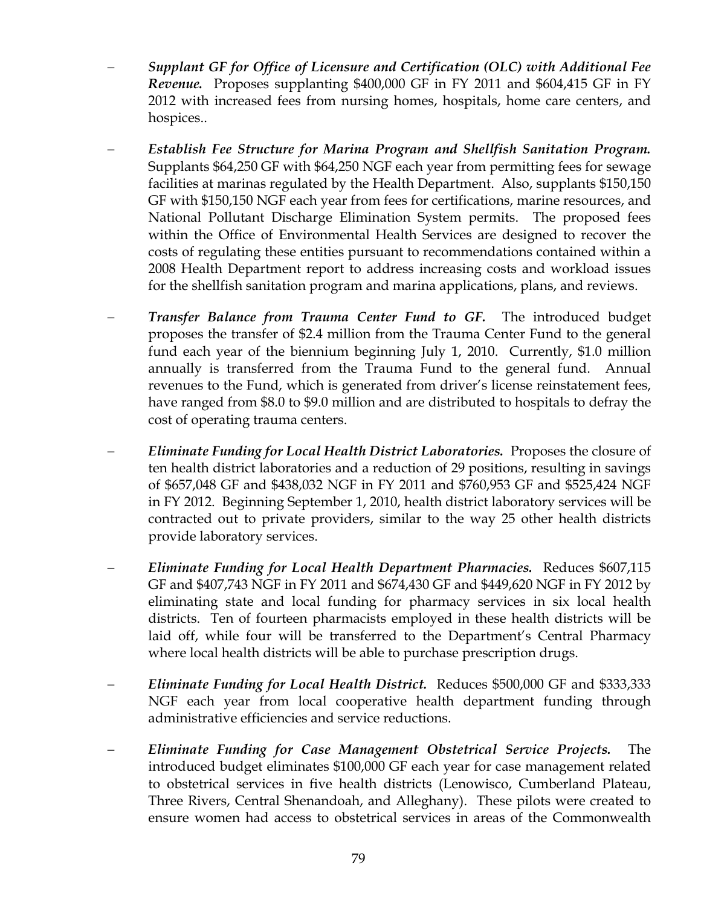- ***Supplant GF for Office of Licensure and Certification (OLC) with Additional Fee Revenue.*** Proposes supplanting $400,000 GF in FY 2011 and $604,415 GF in FY 2012 with increased fees from nursing homes, hospitals, home care centers, and hospices..

- ***Establish Fee Structure for Marina Program and Shellfish Sanitation Program.*** Supplants $64,250 GF with $64,250 NGF each year from permitting fees for sewage facilities at marinas regulated by the Health Department. Also, supplants $150,150 GF with $150,150 NGF each year from fees for certifications, marine resources, and National Pollutant Discharge Elimination System permits. The proposed fees within the Office of Environmental Health Services are designed to recover the costs of regulating these entities pursuant to recommendations contained within a 2008 Health Department report to address increasing costs and workload issues for the shellfish sanitation program and marina applications, plans, and reviews.

- ***Transfer Balance from Trauma Center Fund to GF.*** The introduced budget proposes the transfer of $2.4 million from the Trauma Center Fund to the general fund each year of the biennium beginning July 1, 2010. Currently, $1.0 million annually is transferred from the Trauma Fund to the general fund. Annual revenues to the Fund, which is generated from driver's license reinstatement fees, have ranged from $8.0 to $9.0 million and are distributed to hospitals to defray the cost of operating trauma centers.

- ***Eliminate Funding for Local Health District Laboratories.*** Proposes the closure of ten health district laboratories and a reduction of 29 positions, resulting in savings of $657,048 GF and $438,032 NGF in FY 2011 and $760,953 GF and $525,424 NGF in FY 2012. Beginning September 1, 2010, health district laboratory services will be contracted out to private providers, similar to the way 25 other health districts provide laboratory services.

- ***Eliminate Funding for Local Health Department Pharmacies.*** Reduces $607,115 GF and $407,743 NGF in FY 2011 and $674,430 GF and $449,620 NGF in FY 2012 by eliminating state and local funding for pharmacy services in six local health districts. Ten of fourteen pharmacists employed in these health districts will be laid off, while four will be transferred to the Department's Central Pharmacy where local health districts will be able to purchase prescription drugs.

- ***Eliminate Funding for Local Health District.*** Reduces $500,000 GF and $333,333 NGF each year from local cooperative health department funding through administrative efficiencies and service reductions.

- ***Eliminate Funding for Case Management Obstetrical Service Projects.*** The introduced budget eliminates $100,000 GF each year for case management related to obstetrical services in five health districts (Lenowisco, Cumberland Plateau, Three Rivers, Central Shenandoah, and Alleghany). These pilots were created to ensure women had access to obstetrical services in areas of the Commonwealth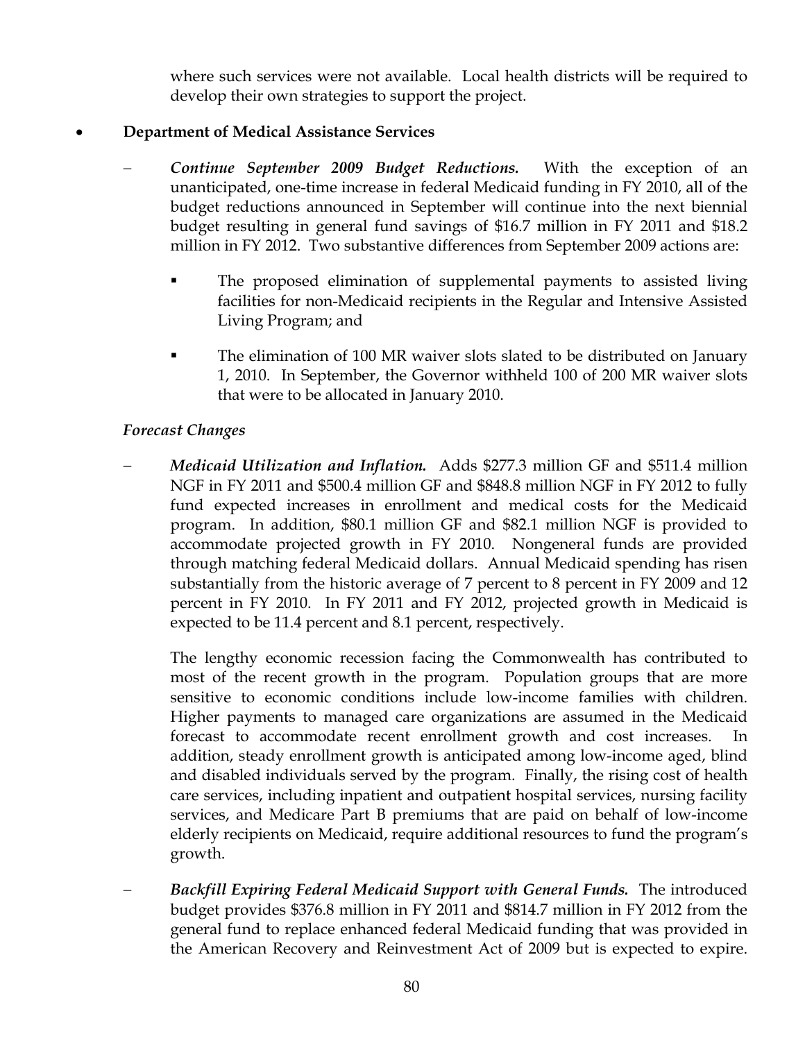where such services were not available. Local health districts will be required to develop their own strategies to support the project.

- **Department of Medical Assistance Services**

  – ***Continue September 2009 Budget Reductions.*** With the exception of an unanticipated, one-time increase in federal Medicaid funding in FY 2010, all of the budget reductions announced in September will continue into the next biennial budget resulting in general fund savings of $16.7 million in FY 2011 and $18.2 million in FY 2012. Two substantive differences from September 2009 actions are:

    - The proposed elimination of supplemental payments to assisted living facilities for non-Medicaid recipients in the Regular and Intensive Assisted Living Program; and

    - The elimination of 100 MR waiver slots slated to be distributed on January 1, 2010. In September, the Governor withheld 100 of 200 MR waiver slots that were to be allocated in January 2010.

  *Forecast Changes*

  – ***Medicaid Utilization and Inflation.*** Adds $277.3 million GF and $511.4 million NGF in FY 2011 and $500.4 million GF and $848.8 million NGF in FY 2012 to fully fund expected increases in enrollment and medical costs for the Medicaid program. In addition, $80.1 million GF and $82.1 million NGF is provided to accommodate projected growth in FY 2010. Nongeneral funds are provided through matching federal Medicaid dollars. Annual Medicaid spending has risen substantially from the historic average of 7 percent to 8 percent in FY 2009 and 12 percent in FY 2010. In FY 2011 and FY 2012, projected growth in Medicaid is expected to be 11.4 percent and 8.1 percent, respectively.

    The lengthy economic recession facing the Commonwealth has contributed to most of the recent growth in the program. Population groups that are more sensitive to economic conditions include low-income families with children. Higher payments to managed care organizations are assumed in the Medicaid forecast to accommodate recent enrollment growth and cost increases. In addition, steady enrollment growth is anticipated among low-income aged, blind and disabled individuals served by the program. Finally, the rising cost of health care services, including inpatient and outpatient hospital services, nursing facility services, and Medicare Part B premiums that are paid on behalf of low-income elderly recipients on Medicaid, require additional resources to fund the program's growth.

  – ***Backfill Expiring Federal Medicaid Support with General Funds.*** The introduced budget provides $376.8 million in FY 2011 and $814.7 million in FY 2012 from the general fund to replace enhanced federal Medicaid funding that was provided in the American Recovery and Reinvestment Act of 2009 but is expected to expire.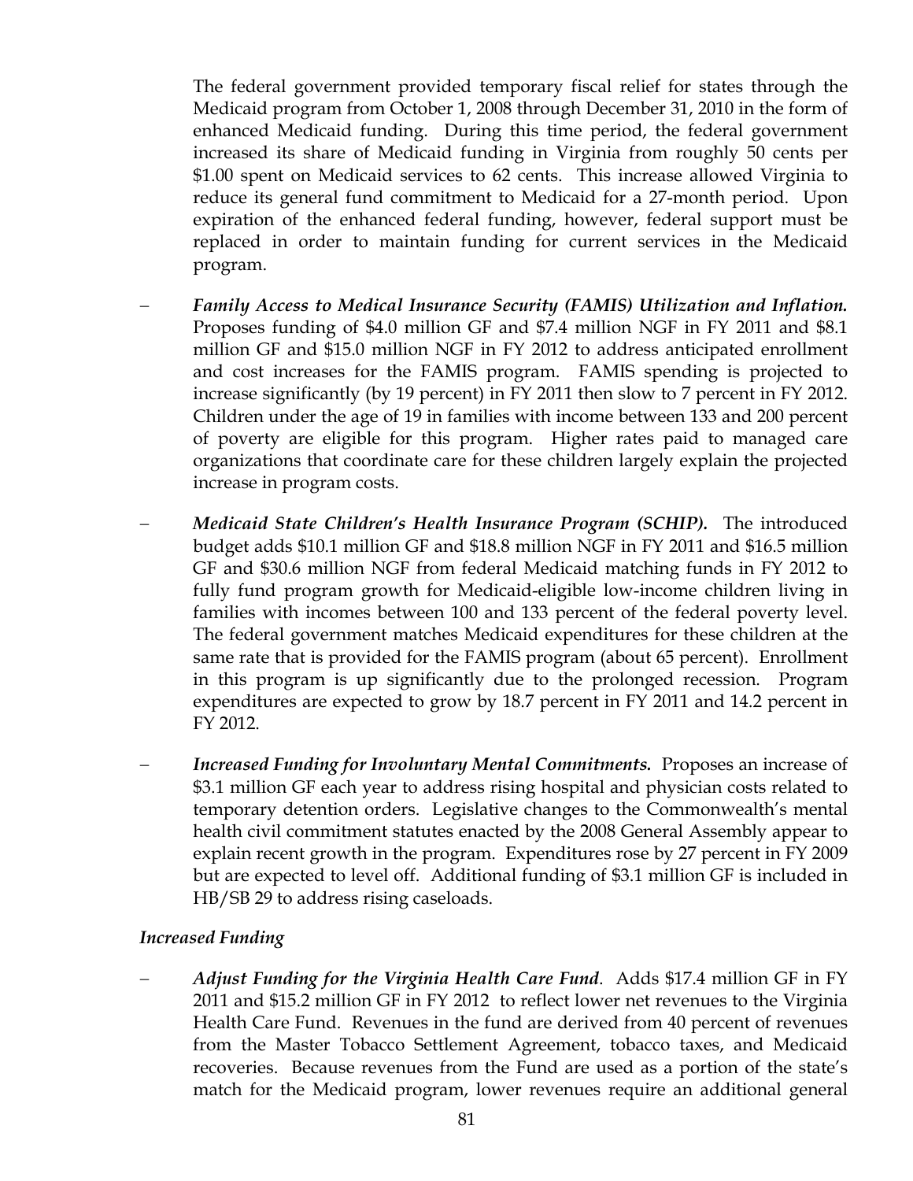The federal government provided temporary fiscal relief for states through the Medicaid program from October 1, 2008 through December 31, 2010 in the form of enhanced Medicaid funding. During this time period, the federal government increased its share of Medicaid funding in Virginia from roughly 50 cents per $1.00 spent on Medicaid services to 62 cents. This increase allowed Virginia to reduce its general fund commitment to Medicaid for a 27-month period. Upon expiration of the enhanced federal funding, however, federal support must be replaced in order to maintain funding for current services in the Medicaid program.

- ***Family Access to Medical Insurance Security (FAMIS) Utilization and Inflation.*** Proposes funding of $4.0 million GF and $7.4 million NGF in FY 2011 and $8.1 million GF and $15.0 million NGF in FY 2012 to address anticipated enrollment and cost increases for the FAMIS program. FAMIS spending is projected to increase significantly (by 19 percent) in FY 2011 then slow to 7 percent in FY 2012. Children under the age of 19 in families with income between 133 and 200 percent of poverty are eligible for this program. Higher rates paid to managed care organizations that coordinate care for these children largely explain the projected increase in program costs.

- ***Medicaid State Children's Health Insurance Program (SCHIP).*** The introduced budget adds $10.1 million GF and $18.8 million NGF in FY 2011 and $16.5 million GF and $30.6 million NGF from federal Medicaid matching funds in FY 2012 to fully fund program growth for Medicaid-eligible low-income children living in families with incomes between 100 and 133 percent of the federal poverty level. The federal government matches Medicaid expenditures for these children at the same rate that is provided for the FAMIS program (about 65 percent). Enrollment in this program is up significantly due to the prolonged recession. Program expenditures are expected to grow by 18.7 percent in FY 2011 and 14.2 percent in FY 2012.

- ***Increased Funding for Involuntary Mental Commitments.*** Proposes an increase of $3.1 million GF each year to address rising hospital and physician costs related to temporary detention orders. Legislative changes to the Commonwealth's mental health civil commitment statutes enacted by the 2008 General Assembly appear to explain recent growth in the program. Expenditures rose by 27 percent in FY 2009 but are expected to level off. Additional funding of $3.1 million GF is included in HB/SB 29 to address rising caseloads.

*Increased Funding*

- ***Adjust Funding for the Virginia Health Care Fund***. Adds $17.4 million GF in FY 2011 and $15.2 million GF in FY 2012 to reflect lower net revenues to the Virginia Health Care Fund. Revenues in the fund are derived from 40 percent of revenues from the Master Tobacco Settlement Agreement, tobacco taxes, and Medicaid recoveries. Because revenues from the Fund are used as a portion of the state's match for the Medicaid program, lower revenues require an additional general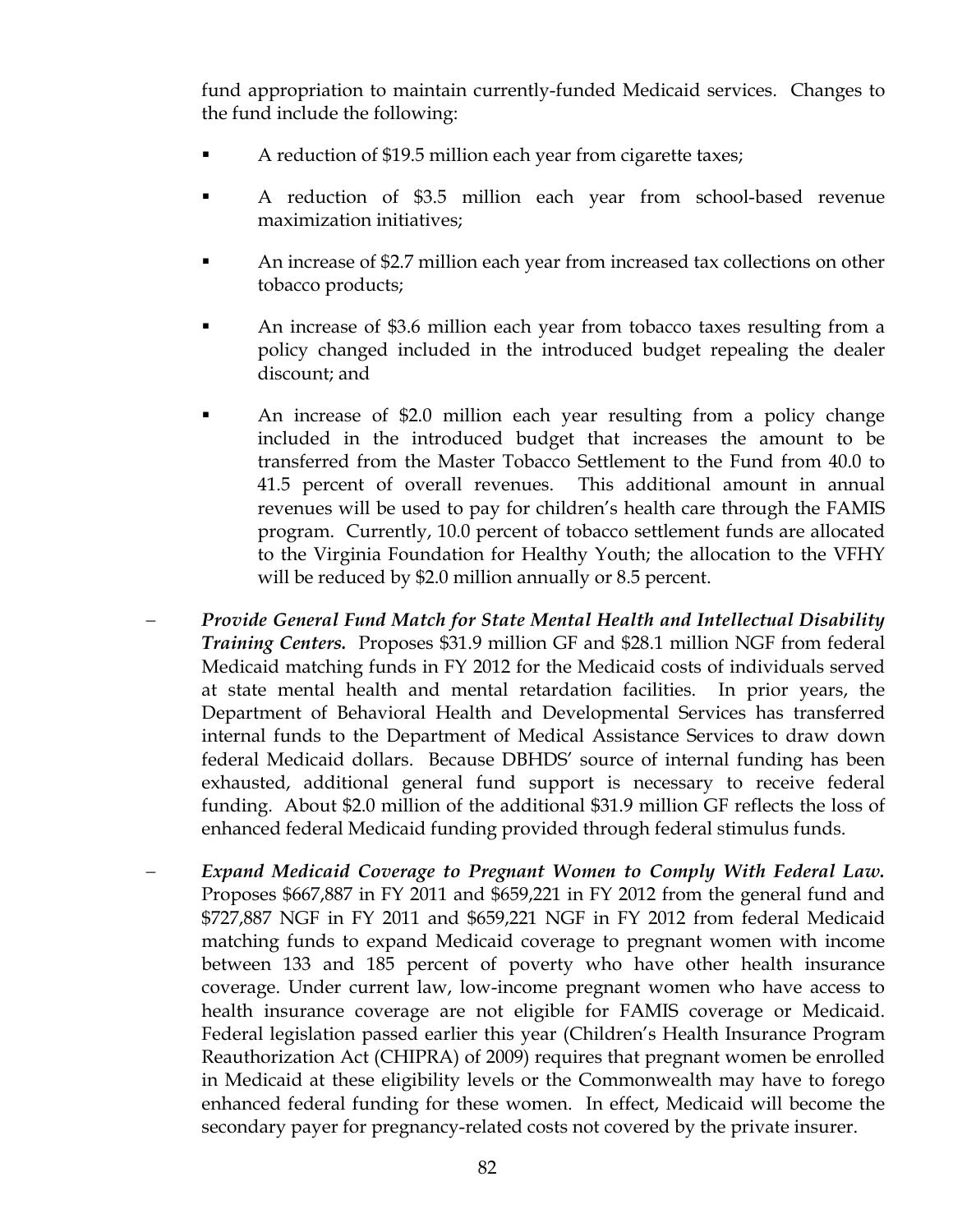fund appropriation to maintain currently-funded Medicaid services. Changes to the fund include the following:

- A reduction of $19.5 million each year from cigarette taxes;
- A reduction of $3.5 million each year from school-based revenue maximization initiatives;
- An increase of $2.7 million each year from increased tax collections on other tobacco products;
- An increase of $3.6 million each year from tobacco taxes resulting from a policy changed included in the introduced budget repealing the dealer discount; and
- An increase of $2.0 million each year resulting from a policy change included in the introduced budget that increases the amount to be transferred from the Master Tobacco Settlement to the Fund from 40.0 to 41.5 percent of overall revenues. This additional amount in annual revenues will be used to pay for children's health care through the FAMIS program. Currently, 10.0 percent of tobacco settlement funds are allocated to the Virginia Foundation for Healthy Youth; the allocation to the VFHY will be reduced by $2.0 million annually or 8.5 percent.

– ***Provide General Fund Match for State Mental Health and Intellectual Disability Training Centers.*** Proposes $31.9 million GF and $28.1 million NGF from federal Medicaid matching funds in FY 2012 for the Medicaid costs of individuals served at state mental health and mental retardation facilities. In prior years, the Department of Behavioral Health and Developmental Services has transferred internal funds to the Department of Medical Assistance Services to draw down federal Medicaid dollars. Because DBHDS' source of internal funding has been exhausted, additional general fund support is necessary to receive federal funding. About $2.0 million of the additional $31.9 million GF reflects the loss of enhanced federal Medicaid funding provided through federal stimulus funds.

– ***Expand Medicaid Coverage to Pregnant Women to Comply With Federal Law.*** Proposes $667,887 in FY 2011 and $659,221 in FY 2012 from the general fund and $727,887 NGF in FY 2011 and $659,221 NGF in FY 2012 from federal Medicaid matching funds to expand Medicaid coverage to pregnant women with income between 133 and 185 percent of poverty who have other health insurance coverage. Under current law, low-income pregnant women who have access to health insurance coverage are not eligible for FAMIS coverage or Medicaid. Federal legislation passed earlier this year (Children's Health Insurance Program Reauthorization Act (CHIPRA) of 2009) requires that pregnant women be enrolled in Medicaid at these eligibility levels or the Commonwealth may have to forego enhanced federal funding for these women. In effect, Medicaid will become the secondary payer for pregnancy-related costs not covered by the private insurer.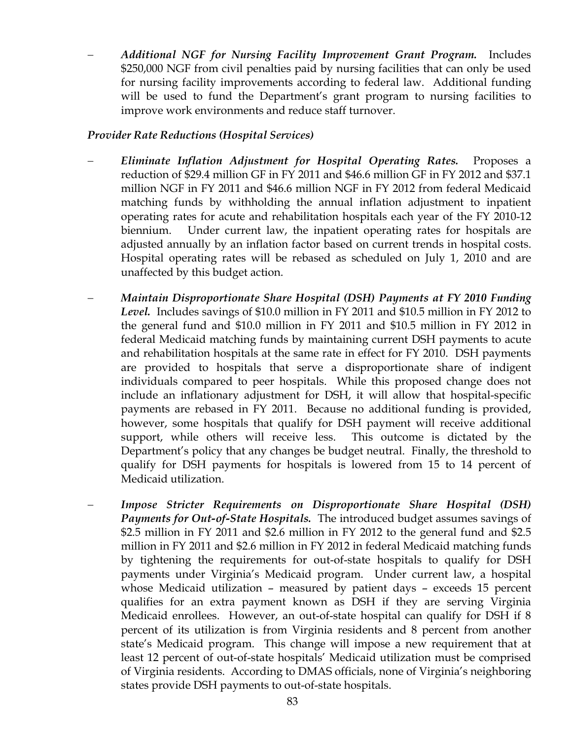- ***Additional NGF for Nursing Facility Improvement Grant Program.*** Includes $250,000 NGF from civil penalties paid by nursing facilities that can only be used for nursing facility improvements according to federal law. Additional funding will be used to fund the Department's grant program to nursing facilities to improve work environments and reduce staff turnover.

***Provider Rate Reductions (Hospital Services)***

- ***Eliminate Inflation Adjustment for Hospital Operating Rates.*** Proposes a reduction of $29.4 million GF in FY 2011 and $46.6 million GF in FY 2012 and $37.1 million NGF in FY 2011 and $46.6 million NGF in FY 2012 from federal Medicaid matching funds by withholding the annual inflation adjustment to inpatient operating rates for acute and rehabilitation hospitals each year of the FY 2010-12 biennium. Under current law, the inpatient operating rates for hospitals are adjusted annually by an inflation factor based on current trends in hospital costs. Hospital operating rates will be rebased as scheduled on July 1, 2010 and are unaffected by this budget action.

- ***Maintain Disproportionate Share Hospital (DSH) Payments at FY 2010 Funding Level.*** Includes savings of $10.0 million in FY 2011 and $10.5 million in FY 2012 to the general fund and $10.0 million in FY 2011 and $10.5 million in FY 2012 in federal Medicaid matching funds by maintaining current DSH payments to acute and rehabilitation hospitals at the same rate in effect for FY 2010. DSH payments are provided to hospitals that serve a disproportionate share of indigent individuals compared to peer hospitals. While this proposed change does not include an inflationary adjustment for DSH, it will allow that hospital-specific payments are rebased in FY 2011. Because no additional funding is provided, however, some hospitals that qualify for DSH payment will receive additional support, while others will receive less. This outcome is dictated by the Department's policy that any changes be budget neutral. Finally, the threshold to qualify for DSH payments for hospitals is lowered from 15 to 14 percent of Medicaid utilization.

- ***Impose Stricter Requirements on Disproportionate Share Hospital (DSH) Payments for Out-of-State Hospitals.*** The introduced budget assumes savings of $2.5 million in FY 2011 and $2.6 million in FY 2012 to the general fund and $2.5 million in FY 2011 and $2.6 million in FY 2012 in federal Medicaid matching funds by tightening the requirements for out-of-state hospitals to qualify for DSH payments under Virginia's Medicaid program. Under current law, a hospital whose Medicaid utilization – measured by patient days – exceeds 15 percent qualifies for an extra payment known as DSH if they are serving Virginia Medicaid enrollees. However, an out-of-state hospital can qualify for DSH if 8 percent of its utilization is from Virginia residents and 8 percent from another state's Medicaid program. This change will impose a new requirement that at least 12 percent of out-of-state hospitals' Medicaid utilization must be comprised of Virginia residents. According to DMAS officials, none of Virginia's neighboring states provide DSH payments to out-of-state hospitals.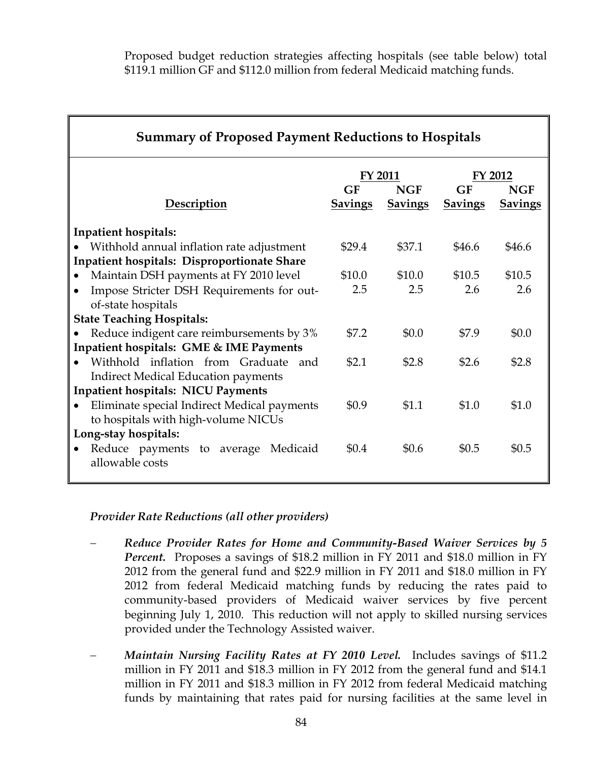Proposed budget reduction strategies affecting hospitals (see table below) total $119.1 million GF and $112.0 million from federal Medicaid matching funds.

**Summary of Proposed Payment Reductions to Hospitals**

| Description | FY 2011 GF Savings | FY 2011 NGF Savings | FY 2012 GF Savings | FY 2012 NGF Savings |
|---|---|---|---|---|
| **Inpatient hospitals:** | | | | |
| • Withhold annual inflation rate adjustment | $29.4 | $37.1 | $46.6 | $46.6 |
| **Inpatient hospitals: Disproportionate Share** | | | | |
| • Maintain DSH payments at FY 2010 level | $10.0 | $10.0 | $10.5 | $10.5 |
| • Impose Stricter DSH Requirements for out-of-state hospitals | 2.5 | 2.5 | 2.6 | 2.6 |
| **State Teaching Hospitals:** | | | | |
| • Reduce indigent care reimbursements by 3% | $7.2 | $0.0 | $7.9 | $0.0 |
| **Inpatient hospitals: GME & IME Payments** | | | | |
| • Withhold inflation from Graduate and Indirect Medical Education payments | $2.1 | $2.8 | $2.6 | $2.8 |
| **Inpatient hospitals: NICU Payments** | | | | |
| • Eliminate special Indirect Medical payments to hospitals with high-volume NICUs | $0.9 | $1.1 | $1.0 | $1.0 |
| **Long-stay hospitals:** | | | | |
| • Reduce payments to average Medicaid allowable costs | $0.4 | $0.6 | $0.5 | $0.5 |

*Provider Rate Reductions (all other providers)*

- ***Reduce Provider Rates for Home and Community-Based Waiver Services by 5 Percent.*** Proposes a savings of $18.2 million in FY 2011 and $18.0 million in FY 2012 from the general fund and $22.9 million in FY 2011 and $18.0 million in FY 2012 from federal Medicaid matching funds by reducing the rates paid to community-based providers of Medicaid waiver services by five percent beginning July 1, 2010. This reduction will not apply to skilled nursing services provided under the Technology Assisted waiver.

- ***Maintain Nursing Facility Rates at FY 2010 Level.*** Includes savings of $11.2 million in FY 2011 and $18.3 million in FY 2012 from the general fund and $14.1 million in FY 2011 and $18.3 million in FY 2012 from federal Medicaid matching funds by maintaining that rates paid for nursing facilities at the same level in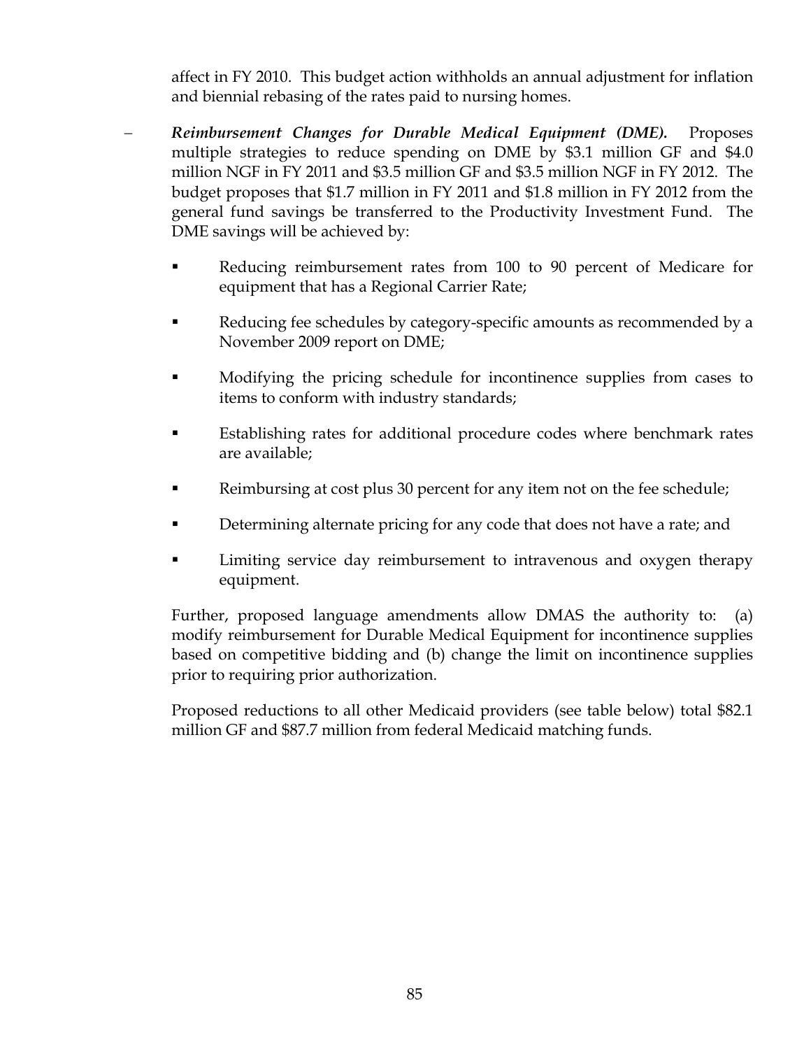affect in FY 2010. This budget action withholds an annual adjustment for inflation and biennial rebasing of the rates paid to nursing homes.

- ***Reimbursement Changes for Durable Medical Equipment (DME).*** Proposes multiple strategies to reduce spending on DME by $3.1 million GF and $4.0 million NGF in FY 2011 and $3.5 million GF and $3.5 million NGF in FY 2012. The budget proposes that $1.7 million in FY 2011 and $1.8 million in FY 2012 from the general fund savings be transferred to the Productivity Investment Fund. The DME savings will be achieved by:

  - Reducing reimbursement rates from 100 to 90 percent of Medicare for equipment that has a Regional Carrier Rate;
  - Reducing fee schedules by category-specific amounts as recommended by a November 2009 report on DME;
  - Modifying the pricing schedule for incontinence supplies from cases to items to conform with industry standards;
  - Establishing rates for additional procedure codes where benchmark rates are available;
  - Reimbursing at cost plus 30 percent for any item not on the fee schedule;
  - Determining alternate pricing for any code that does not have a rate; and
  - Limiting service day reimbursement to intravenous and oxygen therapy equipment.

  Further, proposed language amendments allow DMAS the authority to: (a) modify reimbursement for Durable Medical Equipment for incontinence supplies based on competitive bidding and (b) change the limit on incontinence supplies prior to requiring prior authorization.

  Proposed reductions to all other Medicaid providers (see table below) total $82.1 million GF and $87.7 million from federal Medicaid matching funds.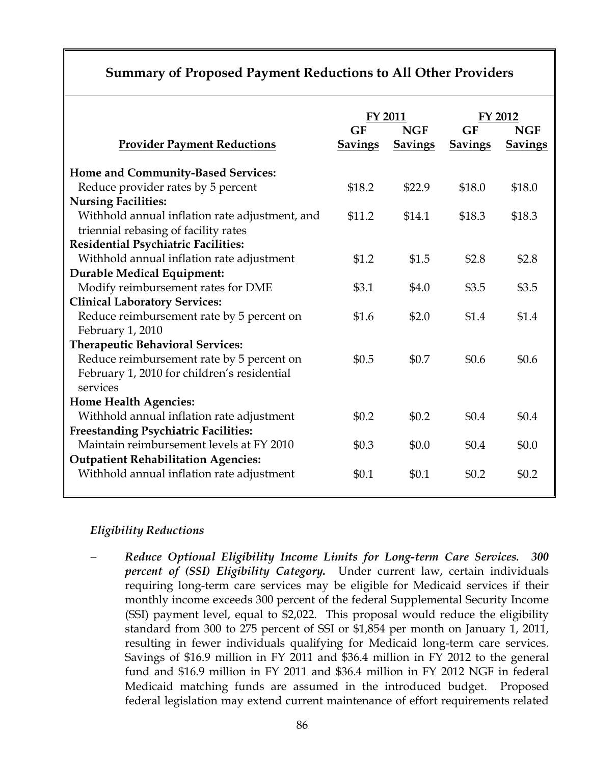## Summary of Proposed Payment Reductions to All Other Providers

| Provider Payment Reductions | FY 2011 | | FY 2012 | |
|---|---|---|---|---|
| | GF Savings | NGF Savings | GF Savings | NGF Savings |
| **Home and Community-Based Services:** | | | | |
| Reduce provider rates by 5 percent | $18.2 | $22.9 | $18.0 | $18.0 |
| **Nursing Facilities:** | | | | |
| Withhold annual inflation rate adjustment, and triennial rebasing of facility rates | $11.2 | $14.1 | $18.3 | $18.3 |
| **Residential Psychiatric Facilities:** | | | | |
| Withhold annual inflation rate adjustment | $1.2 | $1.5 | $2.8 | $2.8 |
| **Durable Medical Equipment:** | | | | |
| Modify reimbursement rates for DME | $3.1 | $4.0 | $3.5 | $3.5 |
| **Clinical Laboratory Services:** | | | | |
| Reduce reimbursement rate by 5 percent on February 1, 2010 | $1.6 | $2.0 | $1.4 | $1.4 |
| **Therapeutic Behavioral Services:** | | | | |
| Reduce reimbursement rate by 5 percent on February 1, 2010 for children's residential services | $0.5 | $0.7 | $0.6 | $0.6 |
| **Home Health Agencies:** | | | | |
| Withhold annual inflation rate adjustment | $0.2 | $0.2 | $0.4 | $0.4 |
| **Freestanding Psychiatric Facilities:** | | | | |
| Maintain reimbursement levels at FY 2010 | $0.3 | $0.0 | $0.4 | $0.0 |
| **Outpatient Rehabilitation Agencies:** | | | | |
| Withhold annual inflation rate adjustment | $0.1 | $0.1 | $0.2 | $0.2 |

*Eligibility Reductions*

- ***Reduce Optional Eligibility Income Limits for Long-term Care Services. 300 percent of (SSI) Eligibility Category.*** Under current law, certain individuals requiring long-term care services may be eligible for Medicaid services if their monthly income exceeds 300 percent of the federal Supplemental Security Income (SSI) payment level, equal to $2,022. This proposal would reduce the eligibility standard from 300 to 275 percent of SSI or $1,854 per month on January 1, 2011, resulting in fewer individuals qualifying for Medicaid long-term care services. Savings of $16.9 million in FY 2011 and $36.4 million in FY 2012 to the general fund and $16.9 million in FY 2011 and $36.4 million in FY 2012 NGF in federal Medicaid matching funds are assumed in the introduced budget. Proposed federal legislation may extend current maintenance of effort requirements related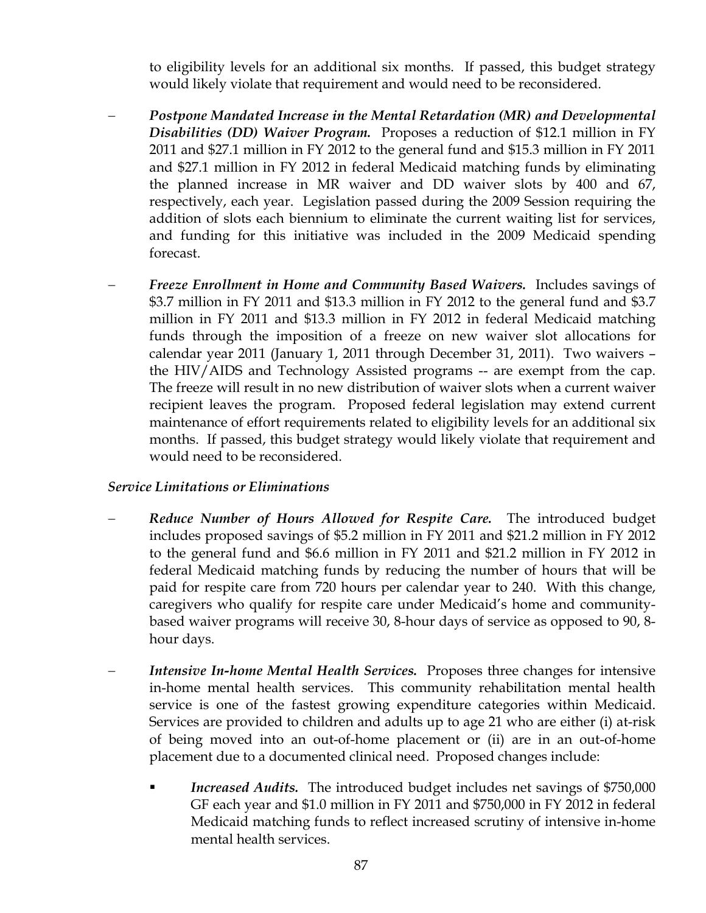to eligibility levels for an additional six months. If passed, this budget strategy would likely violate that requirement and would need to be reconsidered.

- ***Postpone Mandated Increase in the Mental Retardation (MR) and Developmental Disabilities (DD) Waiver Program.*** Proposes a reduction of $12.1 million in FY 2011 and $27.1 million in FY 2012 to the general fund and $15.3 million in FY 2011 and $27.1 million in FY 2012 in federal Medicaid matching funds by eliminating the planned increase in MR waiver and DD waiver slots by 400 and 67, respectively, each year. Legislation passed during the 2009 Session requiring the addition of slots each biennium to eliminate the current waiting list for services, and funding for this initiative was included in the 2009 Medicaid spending forecast.

- ***Freeze Enrollment in Home and Community Based Waivers.*** Includes savings of $3.7 million in FY 2011 and $13.3 million in FY 2012 to the general fund and $3.7 million in FY 2011 and $13.3 million in FY 2012 in federal Medicaid matching funds through the imposition of a freeze on new waiver slot allocations for calendar year 2011 (January 1, 2011 through December 31, 2011). Two waivers – the HIV/AIDS and Technology Assisted programs -- are exempt from the cap. The freeze will result in no new distribution of waiver slots when a current waiver recipient leaves the program. Proposed federal legislation may extend current maintenance of effort requirements related to eligibility levels for an additional six months. If passed, this budget strategy would likely violate that requirement and would need to be reconsidered.

*Service Limitations or Eliminations*

- ***Reduce Number of Hours Allowed for Respite Care.*** The introduced budget includes proposed savings of $5.2 million in FY 2011 and $21.2 million in FY 2012 to the general fund and $6.6 million in FY 2011 and $21.2 million in FY 2012 in federal Medicaid matching funds by reducing the number of hours that will be paid for respite care from 720 hours per calendar year to 240. With this change, caregivers who qualify for respite care under Medicaid's home and community-based waiver programs will receive 30, 8-hour days of service as opposed to 90, 8-hour days.

- ***Intensive In-home Mental Health Services.*** Proposes three changes for intensive in-home mental health services. This community rehabilitation mental health service is one of the fastest growing expenditure categories within Medicaid. Services are provided to children and adults up to age 21 who are either (i) at-risk of being moved into an out-of-home placement or (ii) are in an out-of-home placement due to a documented clinical need. Proposed changes include:

  - ***Increased Audits.*** The introduced budget includes net savings of $750,000 GF each year and $1.0 million in FY 2011 and $750,000 in FY 2012 in federal Medicaid matching funds to reflect increased scrutiny of intensive in-home mental health services.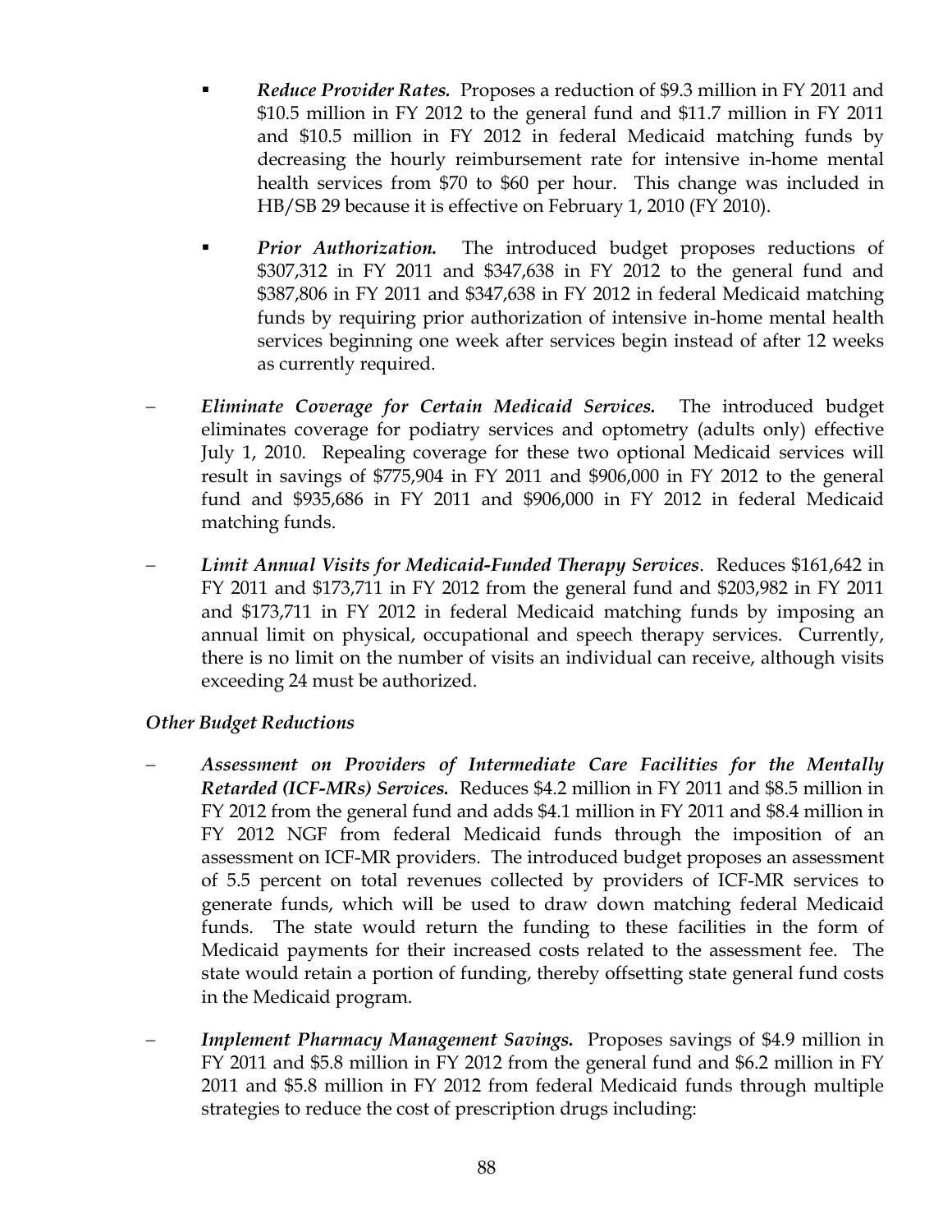- ***Reduce Provider Rates.*** Proposes a reduction of $9.3 million in FY 2011 and $10.5 million in FY 2012 to the general fund and $11.7 million in FY 2011 and $10.5 million in FY 2012 in federal Medicaid matching funds by decreasing the hourly reimbursement rate for intensive in-home mental health services from $70 to $60 per hour. This change was included in HB/SB 29 because it is effective on February 1, 2010 (FY 2010).

  - ***Prior Authorization.*** The introduced budget proposes reductions of $307,312 in FY 2011 and $347,638 in FY 2012 to the general fund and $387,806 in FY 2011 and $347,638 in FY 2012 in federal Medicaid matching funds by requiring prior authorization of intensive in-home mental health services beginning one week after services begin instead of after 12 weeks as currently required.

- ***Eliminate Coverage for Certain Medicaid Services.*** The introduced budget eliminates coverage for podiatry services and optometry (adults only) effective July 1, 2010. Repealing coverage for these two optional Medicaid services will result in savings of $775,904 in FY 2011 and $906,000 in FY 2012 to the general fund and $935,686 in FY 2011 and $906,000 in FY 2012 in federal Medicaid matching funds.

- ***Limit Annual Visits for Medicaid-Funded Therapy Services***. Reduces $161,642 in FY 2011 and $173,711 in FY 2012 from the general fund and $203,982 in FY 2011 and $173,711 in FY 2012 in federal Medicaid matching funds by imposing an annual limit on physical, occupational and speech therapy services. Currently, there is no limit on the number of visits an individual can receive, although visits exceeding 24 must be authorized.

*Other Budget Reductions*

- ***Assessment on Providers of Intermediate Care Facilities for the Mentally Retarded (ICF-MRs) Services.*** Reduces $4.2 million in FY 2011 and $8.5 million in FY 2012 from the general fund and adds $4.1 million in FY 2011 and $8.4 million in FY 2012 NGF from federal Medicaid funds through the imposition of an assessment on ICF-MR providers. The introduced budget proposes an assessment of 5.5 percent on total revenues collected by providers of ICF-MR services to generate funds, which will be used to draw down matching federal Medicaid funds. The state would return the funding to these facilities in the form of Medicaid payments for their increased costs related to the assessment fee. The state would retain a portion of funding, thereby offsetting state general fund costs in the Medicaid program.

- ***Implement Pharmacy Management Savings.*** Proposes savings of $4.9 million in FY 2011 and $5.8 million in FY 2012 from the general fund and $6.2 million in FY 2011 and $5.8 million in FY 2012 from federal Medicaid funds through multiple strategies to reduce the cost of prescription drugs including: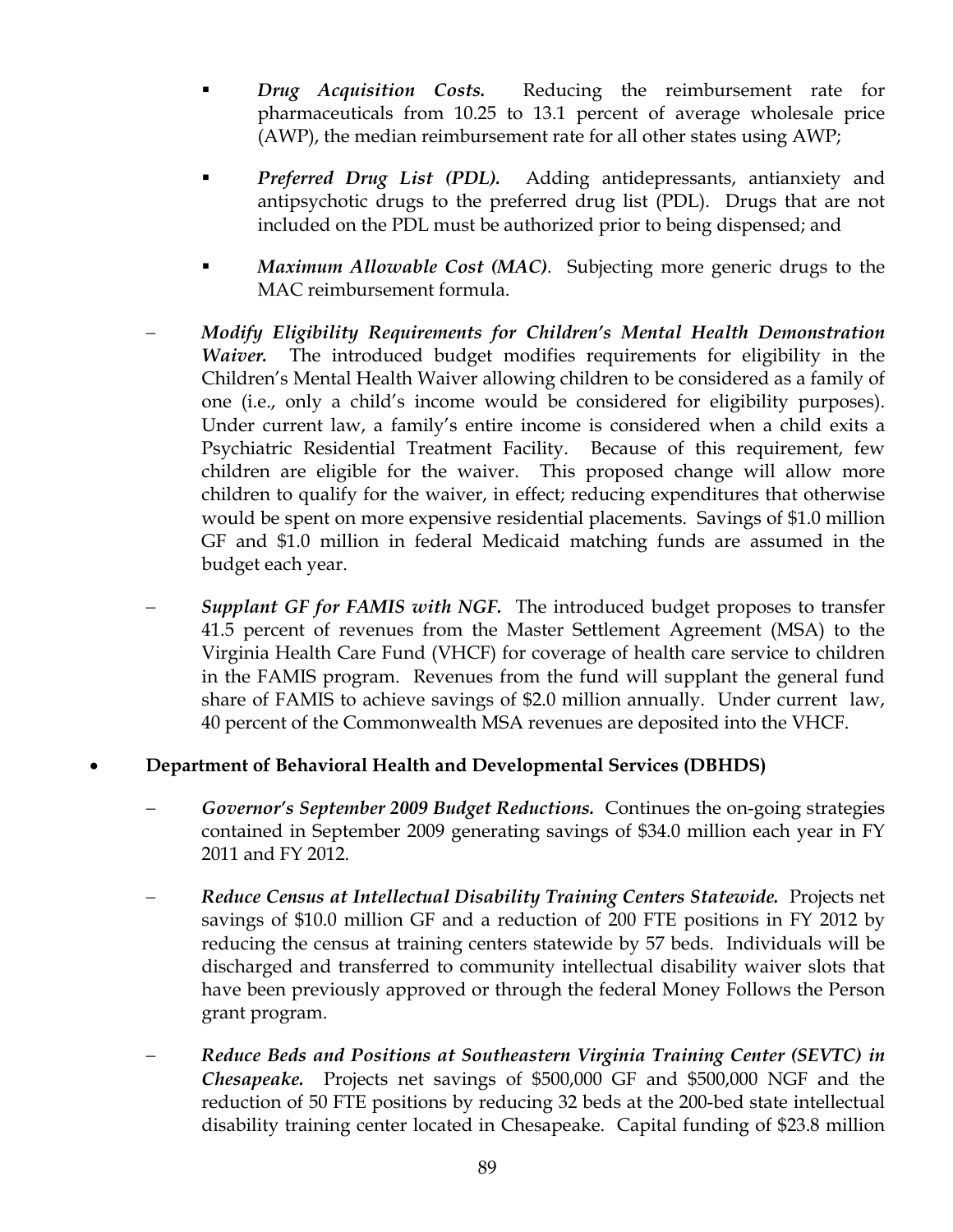- ***Drug Acquisition Costs.*** Reducing the reimbursement rate for pharmaceuticals from 10.25 to 13.1 percent of average wholesale price (AWP), the median reimbursement rate for all other states using AWP;

- ***Preferred Drug List (PDL).*** Adding antidepressants, antianxiety and antipsychotic drugs to the preferred drug list (PDL). Drugs that are not included on the PDL must be authorized prior to being dispensed; and

- ***Maximum Allowable Cost (MAC)***. Subjecting more generic drugs to the MAC reimbursement formula.

– ***Modify Eligibility Requirements for Children's Mental Health Demonstration Waiver.*** The introduced budget modifies requirements for eligibility in the Children's Mental Health Waiver allowing children to be considered as a family of one (i.e., only a child's income would be considered for eligibility purposes). Under current law, a family's entire income is considered when a child exits a Psychiatric Residential Treatment Facility. Because of this requirement, few children are eligible for the waiver. This proposed change will allow more children to qualify for the waiver, in effect; reducing expenditures that otherwise would be spent on more expensive residential placements. Savings of $1.0 million GF and $1.0 million in federal Medicaid matching funds are assumed in the budget each year.

– ***Supplant GF for FAMIS with NGF.*** The introduced budget proposes to transfer 41.5 percent of revenues from the Master Settlement Agreement (MSA) to the Virginia Health Care Fund (VHCF) for coverage of health care service to children in the FAMIS program. Revenues from the fund will supplant the general fund share of FAMIS to achieve savings of $2.0 million annually. Under current law, 40 percent of the Commonwealth MSA revenues are deposited into the VHCF.

- **Department of Behavioral Health and Developmental Services (DBHDS)**

  – ***Governor's September 2009 Budget Reductions.*** Continues the on-going strategies contained in September 2009 generating savings of $34.0 million each year in FY 2011 and FY 2012.

  – ***Reduce Census at Intellectual Disability Training Centers Statewide.*** Projects net savings of $10.0 million GF and a reduction of 200 FTE positions in FY 2012 by reducing the census at training centers statewide by 57 beds. Individuals will be discharged and transferred to community intellectual disability waiver slots that have been previously approved or through the federal Money Follows the Person grant program.

  – ***Reduce Beds and Positions at Southeastern Virginia Training Center (SEVTC) in Chesapeake.*** Projects net savings of $500,000 GF and $500,000 NGF and the reduction of 50 FTE positions by reducing 32 beds at the 200-bed state intellectual disability training center located in Chesapeake. Capital funding of $23.8 million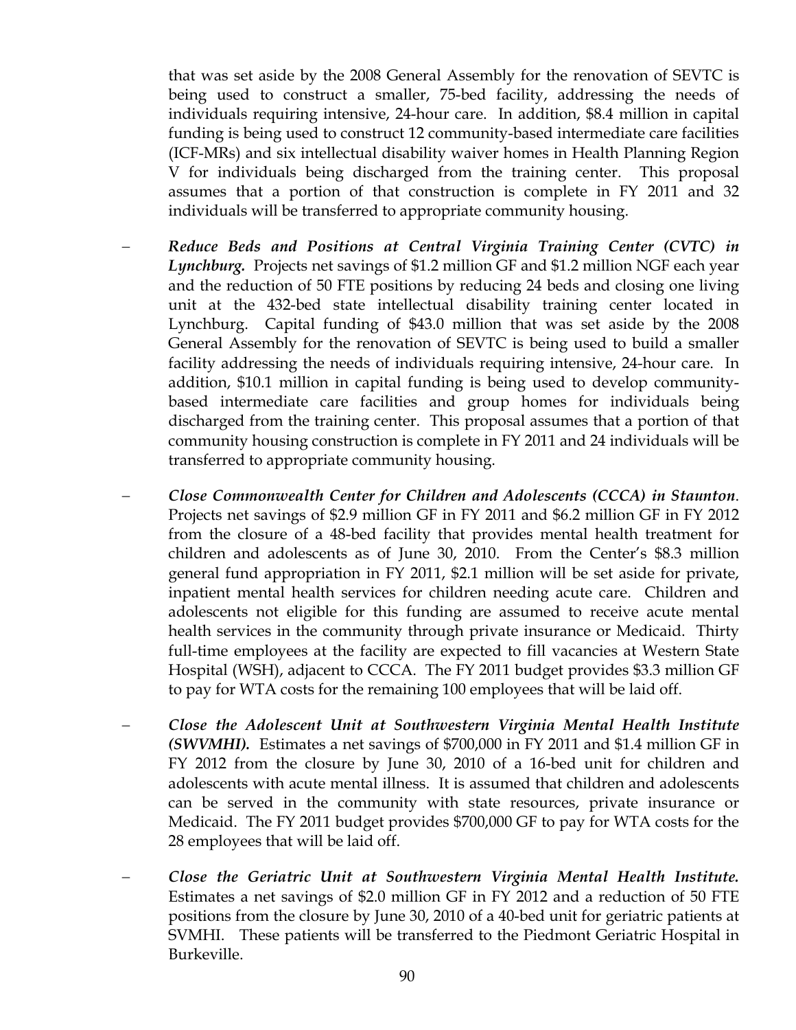that was set aside by the 2008 General Assembly for the renovation of SEVTC is being used to construct a smaller, 75-bed facility, addressing the needs of individuals requiring intensive, 24-hour care. In addition, $8.4 million in capital funding is being used to construct 12 community-based intermediate care facilities (ICF-MRs) and six intellectual disability waiver homes in Health Planning Region V for individuals being discharged from the training center. This proposal assumes that a portion of that construction is complete in FY 2011 and 32 individuals will be transferred to appropriate community housing.

- ***Reduce Beds and Positions at Central Virginia Training Center (CVTC) in Lynchburg.*** Projects net savings of $1.2 million GF and $1.2 million NGF each year and the reduction of 50 FTE positions by reducing 24 beds and closing one living unit at the 432-bed state intellectual disability training center located in Lynchburg. Capital funding of $43.0 million that was set aside by the 2008 General Assembly for the renovation of SEVTC is being used to build a smaller facility addressing the needs of individuals requiring intensive, 24-hour care. In addition, $10.1 million in capital funding is being used to develop community-based intermediate care facilities and group homes for individuals being discharged from the training center. This proposal assumes that a portion of that community housing construction is complete in FY 2011 and 24 individuals will be transferred to appropriate community housing.

- ***Close Commonwealth Center for Children and Adolescents (CCCA) in Staunton*.** Projects net savings of $2.9 million GF in FY 2011 and $6.2 million GF in FY 2012 from the closure of a 48-bed facility that provides mental health treatment for children and adolescents as of June 30, 2010. From the Center's $8.3 million general fund appropriation in FY 2011, $2.1 million will be set aside for private, inpatient mental health services for children needing acute care. Children and adolescents not eligible for this funding are assumed to receive acute mental health services in the community through private insurance or Medicaid. Thirty full-time employees at the facility are expected to fill vacancies at Western State Hospital (WSH), adjacent to CCCA. The FY 2011 budget provides $3.3 million GF to pay for WTA costs for the remaining 100 employees that will be laid off.

- ***Close the Adolescent Unit at Southwestern Virginia Mental Health Institute (SWVMHI).*** Estimates a net savings of $700,000 in FY 2011 and $1.4 million GF in FY 2012 from the closure by June 30, 2010 of a 16-bed unit for children and adolescents with acute mental illness. It is assumed that children and adolescents can be served in the community with state resources, private insurance or Medicaid. The FY 2011 budget provides $700,000 GF to pay for WTA costs for the 28 employees that will be laid off.

- ***Close the Geriatric Unit at Southwestern Virginia Mental Health Institute.*** Estimates a net savings of $2.0 million GF in FY 2012 and a reduction of 50 FTE positions from the closure by June 30, 2010 of a 40-bed unit for geriatric patients at SVMHI. These patients will be transferred to the Piedmont Geriatric Hospital in Burkeville.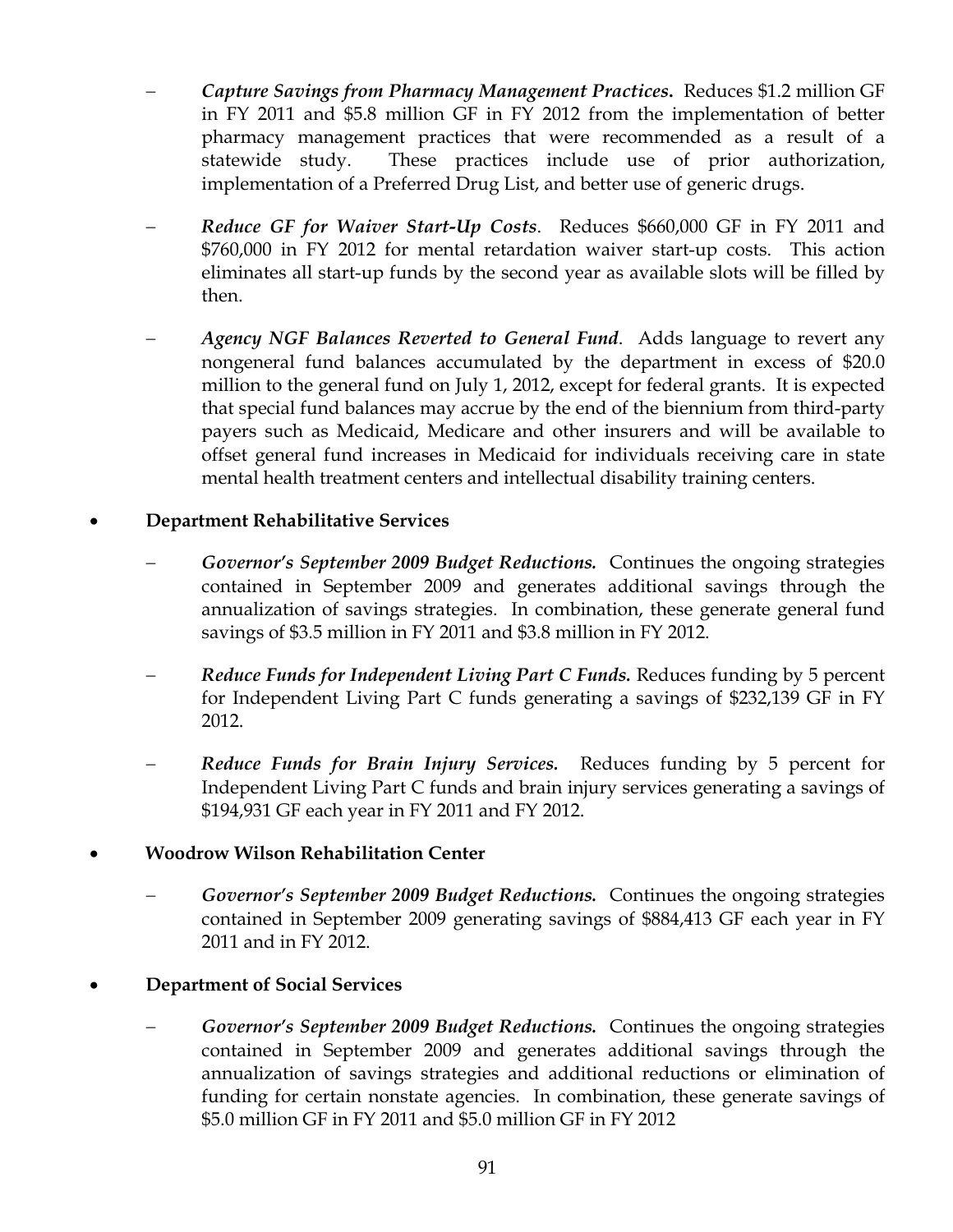- ***Capture Savings from Pharmacy Management Practices*.** Reduces $1.2 million GF in FY 2011 and $5.8 million GF in FY 2012 from the implementation of better pharmacy management practices that were recommended as a result of a statewide study. These practices include use of prior authorization, implementation of a Preferred Drug List, and better use of generic drugs.

  - ***Reduce GF for Waiver Start-Up Costs***. Reduces $660,000 GF in FY 2011 and $760,000 in FY 2012 for mental retardation waiver start-up costs. This action eliminates all start-up funds by the second year as available slots will be filled by then.

  - ***Agency NGF Balances Reverted to General Fund***. Adds language to revert any nongeneral fund balances accumulated by the department in excess of $20.0 million to the general fund on July 1, 2012, except for federal grants. It is expected that special fund balances may accrue by the end of the biennium from third-party payers such as Medicaid, Medicare and other insurers and will be available to offset general fund increases in Medicaid for individuals receiving care in state mental health treatment centers and intellectual disability training centers.

- **Department Rehabilitative Services**

  - ***Governor's September 2009 Budget Reductions.*** Continues the ongoing strategies contained in September 2009 and generates additional savings through the annualization of savings strategies. In combination, these generate general fund savings of $3.5 million in FY 2011 and $3.8 million in FY 2012.

  - ***Reduce Funds for Independent Living Part C Funds.*** Reduces funding by 5 percent for Independent Living Part C funds generating a savings of $232,139 GF in FY 2012.

  - ***Reduce Funds for Brain Injury Services.*** Reduces funding by 5 percent for Independent Living Part C funds and brain injury services generating a savings of $194,931 GF each year in FY 2011 and FY 2012.

- **Woodrow Wilson Rehabilitation Center**

  - ***Governor's September 2009 Budget Reductions.*** Continues the ongoing strategies contained in September 2009 generating savings of $884,413 GF each year in FY 2011 and in FY 2012.

- **Department of Social Services**

  - ***Governor's September 2009 Budget Reductions.*** Continues the ongoing strategies contained in September 2009 and generates additional savings through the annualization of savings strategies and additional reductions or elimination of funding for certain nonstate agencies. In combination, these generate savings of $5.0 million GF in FY 2011 and $5.0 million GF in FY 2012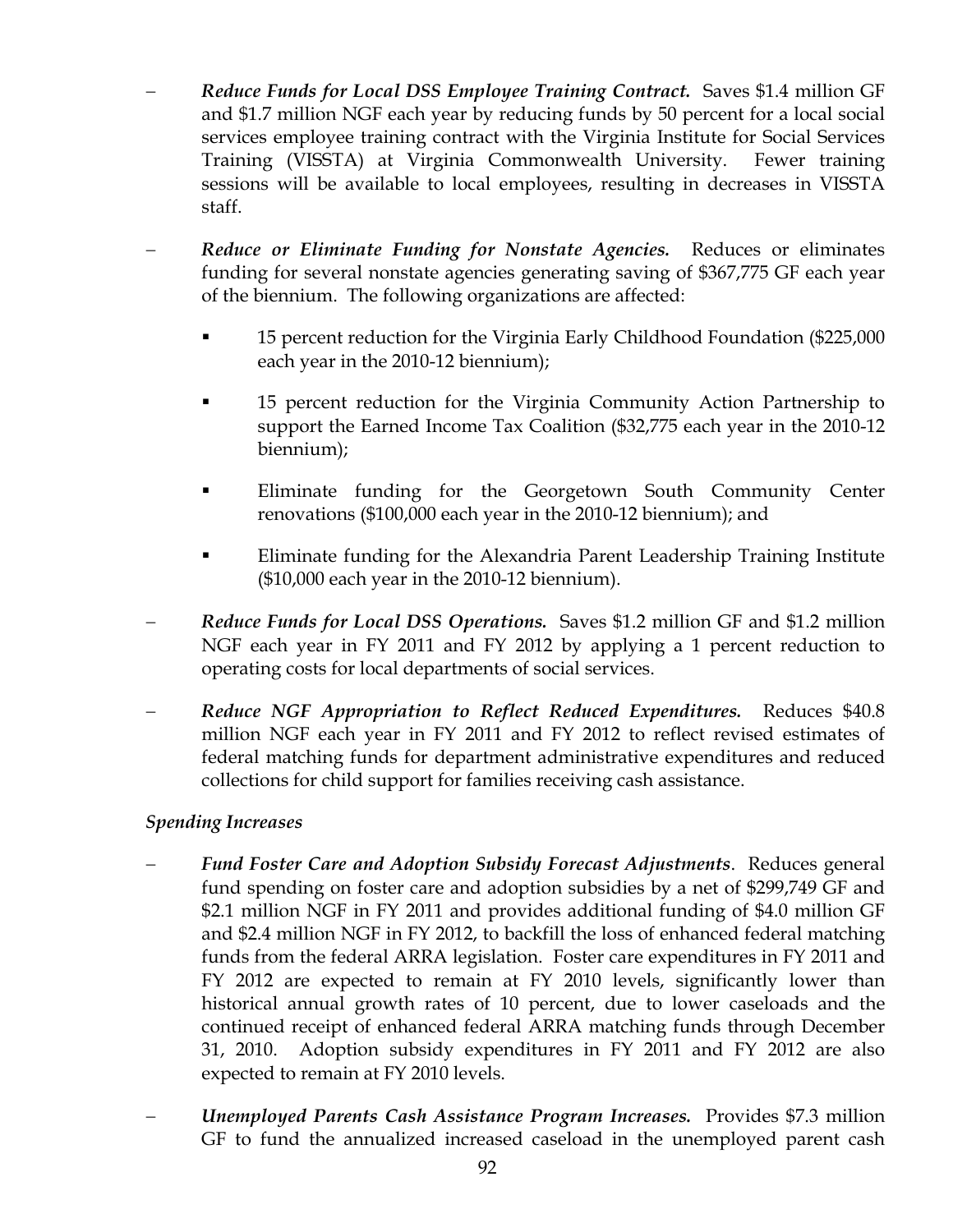- ***Reduce Funds for Local DSS Employee Training Contract.*** Saves $1.4 million GF and $1.7 million NGF each year by reducing funds by 50 percent for a local social services employee training contract with the Virginia Institute for Social Services Training (VISSTA) at Virginia Commonwealth University. Fewer training sessions will be available to local employees, resulting in decreases in VISSTA staff.

- ***Reduce or Eliminate Funding for Nonstate Agencies.*** Reduces or eliminates funding for several nonstate agencies generating saving of $367,775 GF each year of the biennium. The following organizations are affected:

  - 15 percent reduction for the Virginia Early Childhood Foundation ($225,000 each year in the 2010-12 biennium);

  - 15 percent reduction for the Virginia Community Action Partnership to support the Earned Income Tax Coalition ($32,775 each year in the 2010-12 biennium);

  - Eliminate funding for the Georgetown South Community Center renovations ($100,000 each year in the 2010-12 biennium); and

  - Eliminate funding for the Alexandria Parent Leadership Training Institute ($10,000 each year in the 2010-12 biennium).

- ***Reduce Funds for Local DSS Operations.*** Saves $1.2 million GF and $1.2 million NGF each year in FY 2011 and FY 2012 by applying a 1 percent reduction to operating costs for local departments of social services.

- ***Reduce NGF Appropriation to Reflect Reduced Expenditures.*** Reduces $40.8 million NGF each year in FY 2011 and FY 2012 to reflect revised estimates of federal matching funds for department administrative expenditures and reduced collections for child support for families receiving cash assistance.

*Spending Increases*

- ***Fund Foster Care and Adoption Subsidy Forecast Adjustments***. Reduces general fund spending on foster care and adoption subsidies by a net of $299,749 GF and $2.1 million NGF in FY 2011 and provides additional funding of $4.0 million GF and $2.4 million NGF in FY 2012, to backfill the loss of enhanced federal matching funds from the federal ARRA legislation. Foster care expenditures in FY 2011 and FY 2012 are expected to remain at FY 2010 levels, significantly lower than historical annual growth rates of 10 percent, due to lower caseloads and the continued receipt of enhanced federal ARRA matching funds through December 31, 2010. Adoption subsidy expenditures in FY 2011 and FY 2012 are also expected to remain at FY 2010 levels.

- ***Unemployed Parents Cash Assistance Program Increases.*** Provides $7.3 million GF to fund the annualized increased caseload in the unemployed parent cash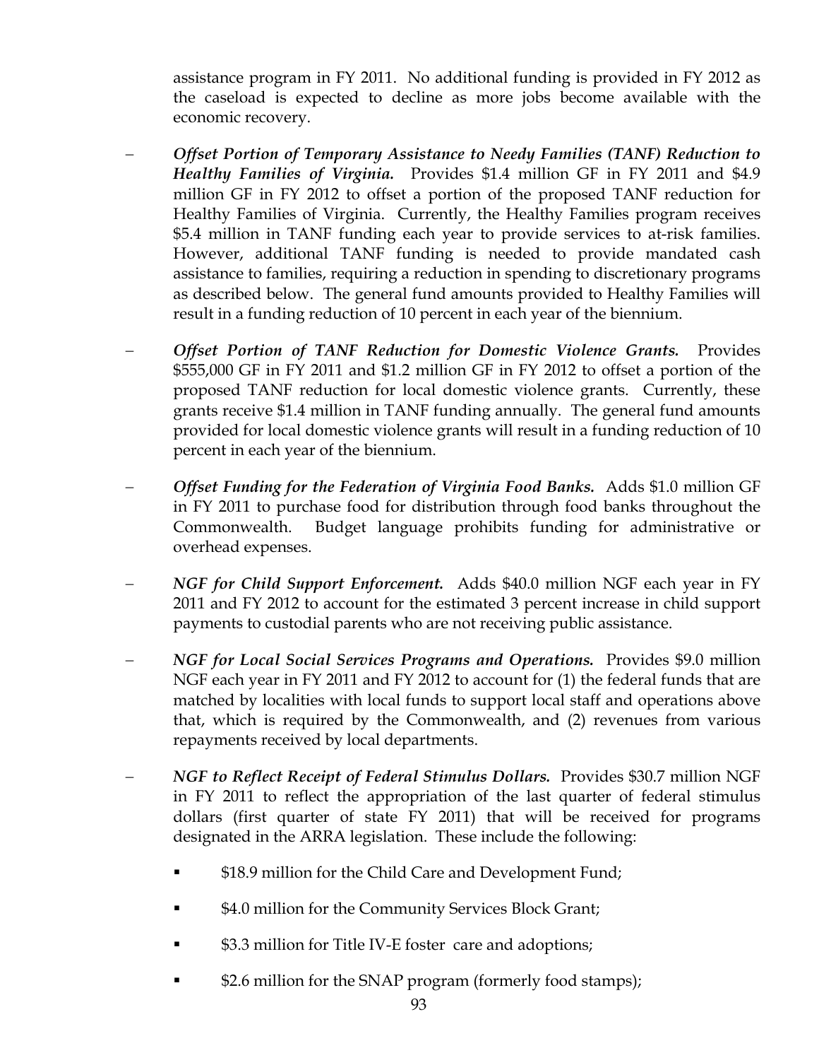assistance program in FY 2011. No additional funding is provided in FY 2012 as the caseload is expected to decline as more jobs become available with the economic recovery.

- ***Offset Portion of Temporary Assistance to Needy Families (TANF) Reduction to Healthy Families of Virginia.*** Provides $1.4 million GF in FY 2011 and $4.9 million GF in FY 2012 to offset a portion of the proposed TANF reduction for Healthy Families of Virginia. Currently, the Healthy Families program receives $5.4 million in TANF funding each year to provide services to at-risk families. However, additional TANF funding is needed to provide mandated cash assistance to families, requiring a reduction in spending to discretionary programs as described below. The general fund amounts provided to Healthy Families will result in a funding reduction of 10 percent in each year of the biennium.

- ***Offset Portion of TANF Reduction for Domestic Violence Grants.*** Provides $555,000 GF in FY 2011 and $1.2 million GF in FY 2012 to offset a portion of the proposed TANF reduction for local domestic violence grants. Currently, these grants receive $1.4 million in TANF funding annually. The general fund amounts provided for local domestic violence grants will result in a funding reduction of 10 percent in each year of the biennium.

- ***Offset Funding for the Federation of Virginia Food Banks.*** Adds $1.0 million GF in FY 2011 to purchase food for distribution through food banks throughout the Commonwealth. Budget language prohibits funding for administrative or overhead expenses.

- ***NGF for Child Support Enforcement.*** Adds $40.0 million NGF each year in FY 2011 and FY 2012 to account for the estimated 3 percent increase in child support payments to custodial parents who are not receiving public assistance.

- ***NGF for Local Social Services Programs and Operations.*** Provides $9.0 million NGF each year in FY 2011 and FY 2012 to account for (1) the federal funds that are matched by localities with local funds to support local staff and operations above that, which is required by the Commonwealth, and (2) revenues from various repayments received by local departments.

- ***NGF to Reflect Receipt of Federal Stimulus Dollars.*** Provides $30.7 million NGF in FY 2011 to reflect the appropriation of the last quarter of federal stimulus dollars (first quarter of state FY 2011) that will be received for programs designated in the ARRA legislation. These include the following:

  - $18.9 million for the Child Care and Development Fund;
  - $4.0 million for the Community Services Block Grant;
  - $3.3 million for Title IV-E foster care and adoptions;
  - $2.6 million for the SNAP program (formerly food stamps);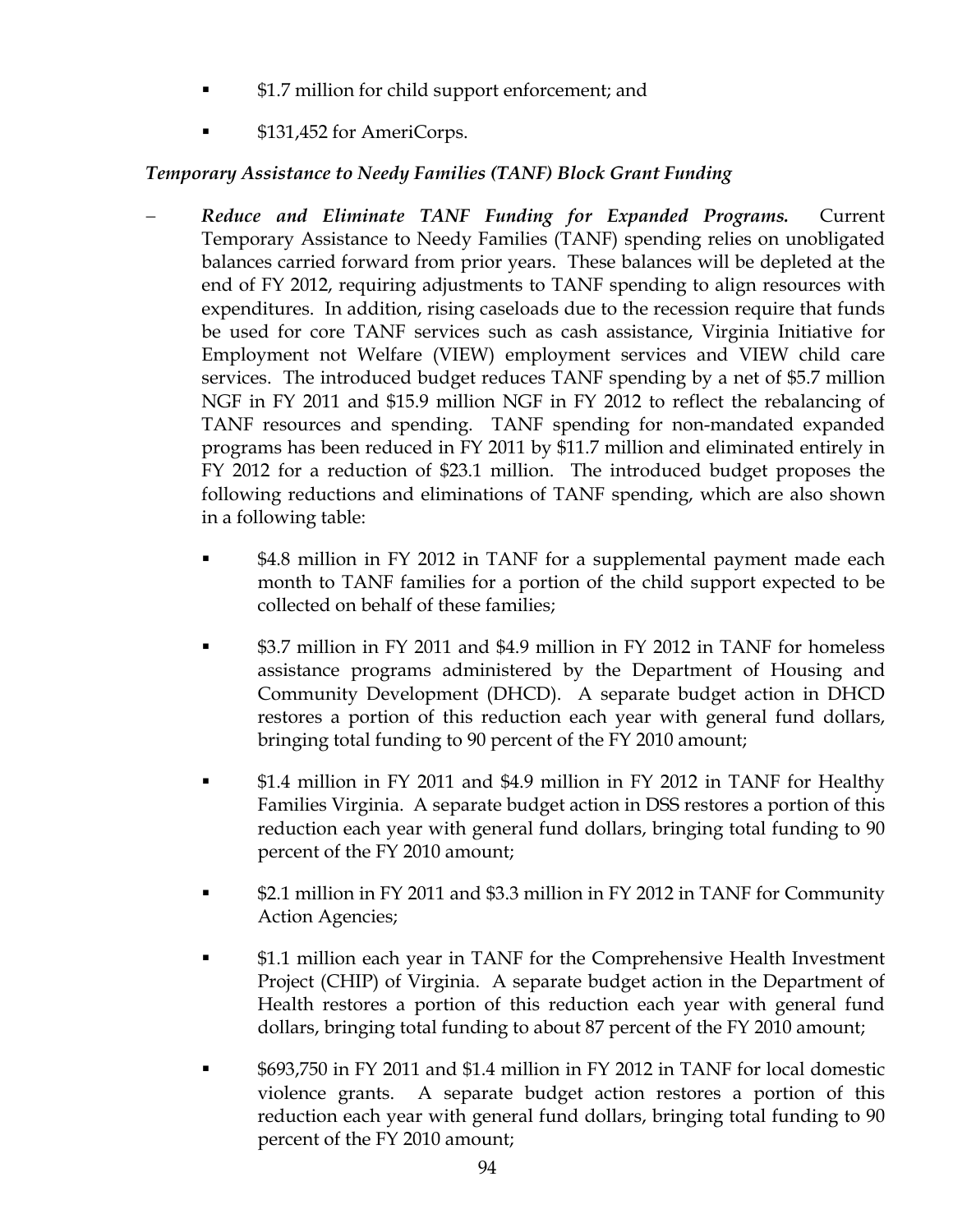- $1.7 million for child support enforcement; and
- $131,452 for AmeriCorps.

*Temporary Assistance to Needy Families (TANF) Block Grant Funding*

- ***Reduce and Eliminate TANF Funding for Expanded Programs.*** Current Temporary Assistance to Needy Families (TANF) spending relies on unobligated balances carried forward from prior years. These balances will be depleted at the end of FY 2012, requiring adjustments to TANF spending to align resources with expenditures. In addition, rising caseloads due to the recession require that funds be used for core TANF services such as cash assistance, Virginia Initiative for Employment not Welfare (VIEW) employment services and VIEW child care services. The introduced budget reduces TANF spending by a net of $5.7 million NGF in FY 2011 and $15.9 million NGF in FY 2012 to reflect the rebalancing of TANF resources and spending. TANF spending for non-mandated expanded programs has been reduced in FY 2011 by $11.7 million and eliminated entirely in FY 2012 for a reduction of $23.1 million. The introduced budget proposes the following reductions and eliminations of TANF spending, which are also shown in a following table:
  - $4.8 million in FY 2012 in TANF for a supplemental payment made each month to TANF families for a portion of the child support expected to be collected on behalf of these families;
  - $3.7 million in FY 2011 and $4.9 million in FY 2012 in TANF for homeless assistance programs administered by the Department of Housing and Community Development (DHCD). A separate budget action in DHCD restores a portion of this reduction each year with general fund dollars, bringing total funding to 90 percent of the FY 2010 amount;
  - $1.4 million in FY 2011 and $4.9 million in FY 2012 in TANF for Healthy Families Virginia. A separate budget action in DSS restores a portion of this reduction each year with general fund dollars, bringing total funding to 90 percent of the FY 2010 amount;
  - $2.1 million in FY 2011 and $3.3 million in FY 2012 in TANF for Community Action Agencies;
  - $1.1 million each year in TANF for the Comprehensive Health Investment Project (CHIP) of Virginia. A separate budget action in the Department of Health restores a portion of this reduction each year with general fund dollars, bringing total funding to about 87 percent of the FY 2010 amount;
  - $693,750 in FY 2011 and $1.4 million in FY 2012 in TANF for local domestic violence grants. A separate budget action restores a portion of this reduction each year with general fund dollars, bringing total funding to 90 percent of the FY 2010 amount;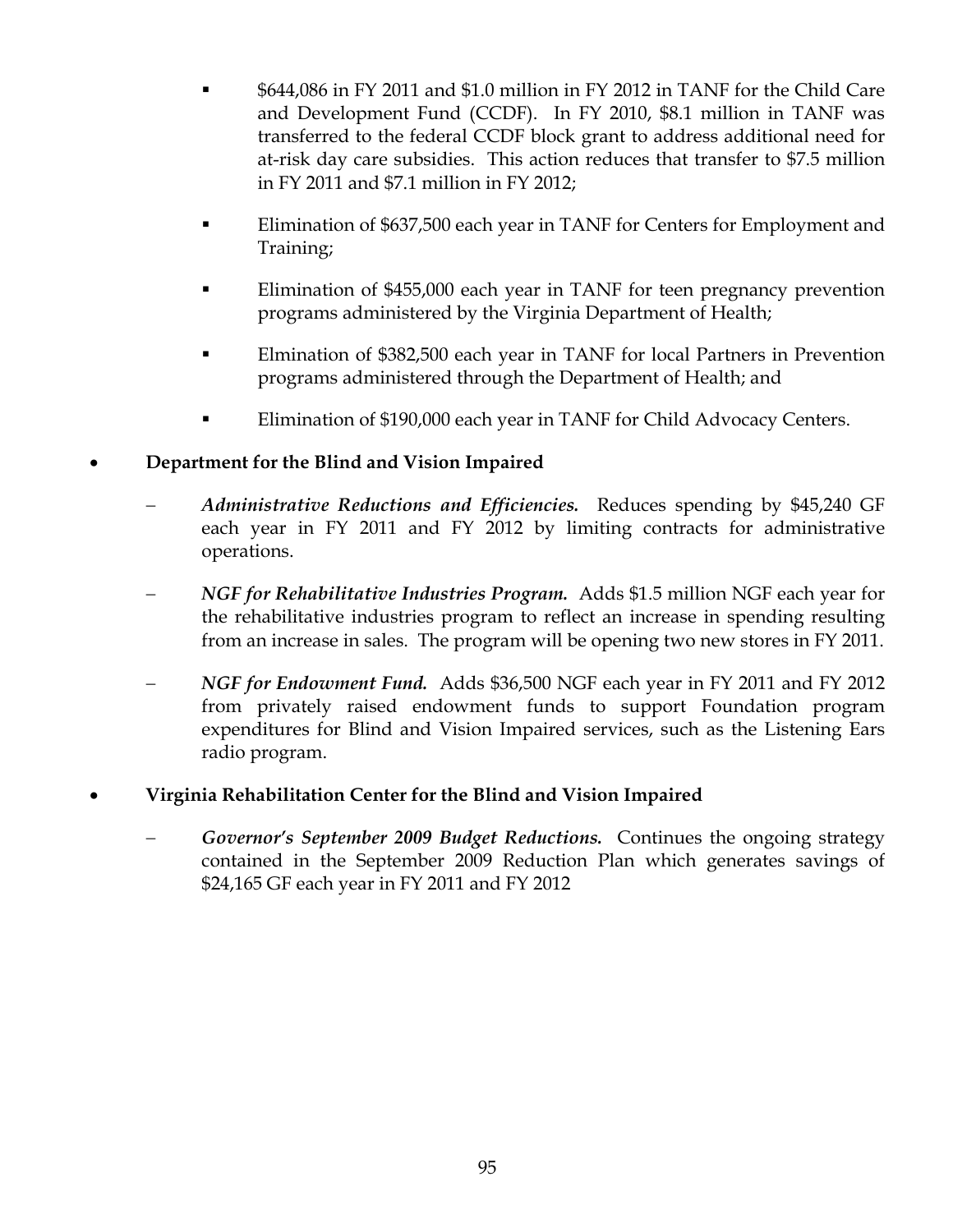- $644,086 in FY 2011 and $1.0 million in FY 2012 in TANF for the Child Care and Development Fund (CCDF). In FY 2010, $8.1 million in TANF was transferred to the federal CCDF block grant to address additional need for at-risk day care subsidies. This action reduces that transfer to $7.5 million in FY 2011 and $7.1 million in FY 2012;

- Elimination of $637,500 each year in TANF for Centers for Employment and Training;

- Elimination of $455,000 each year in TANF for teen pregnancy prevention programs administered by the Virginia Department of Health;

- Elmination of $382,500 each year in TANF for local Partners in Prevention programs administered through the Department of Health; and

- Elimination of $190,000 each year in TANF for Child Advocacy Centers.

- **Department for the Blind and Vision Impaired**

  – ***Administrative Reductions and Efficiencies.*** Reduces spending by $45,240 GF each year in FY 2011 and FY 2012 by limiting contracts for administrative operations.

  – ***NGF for Rehabilitative Industries Program.*** Adds $1.5 million NGF each year for the rehabilitative industries program to reflect an increase in spending resulting from an increase in sales. The program will be opening two new stores in FY 2011.

  – ***NGF for Endowment Fund.*** Adds $36,500 NGF each year in FY 2011 and FY 2012 from privately raised endowment funds to support Foundation program expenditures for Blind and Vision Impaired services, such as the Listening Ears radio program.

- **Virginia Rehabilitation Center for the Blind and Vision Impaired**

  – ***Governor's September 2009 Budget Reductions.*** Continues the ongoing strategy contained in the September 2009 Reduction Plan which generates savings of $24,165 GF each year in FY 2011 and FY 2012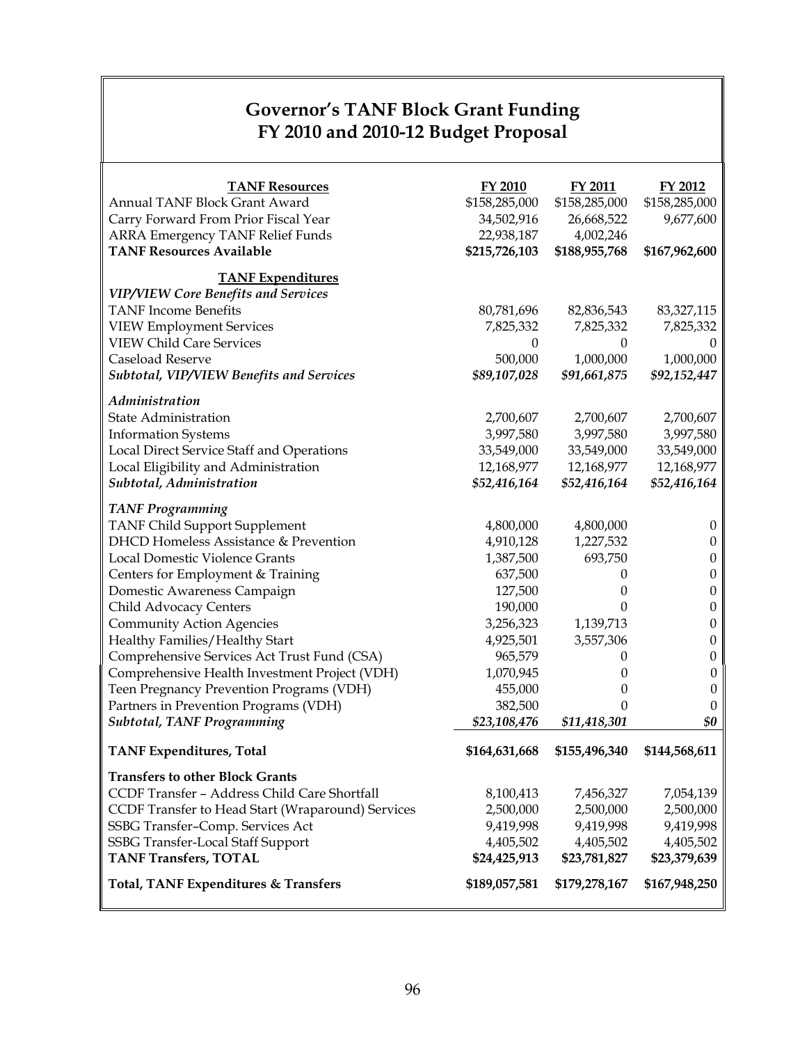# Governor's TANF Block Grant Funding
# FY 2010 and 2010-12 Budget Proposal

| TANF Resources | FY 2010 | FY 2011 | FY 2012 |
|---|---|---|---|
| Annual TANF Block Grant Award | $158,285,000 | $158,285,000 | $158,285,000 |
| Carry Forward From Prior Fiscal Year | 34,502,916 | 26,668,522 | 9,677,600 |
| ARRA Emergency TANF Relief Funds | 22,938,187 | 4,002,246 | |
| **TANF Resources Available** | **$215,726,103** | **$188,955,768** | **$167,962,600** |
| **TANF Expenditures** | | | |
| ***VIP/VIEW Core Benefits and Services*** | | | |
| TANF Income Benefits | 80,781,696 | 82,836,543 | 83,327,115 |
| VIEW Employment Services | 7,825,332 | 7,825,332 | 7,825,332 |
| VIEW Child Care Services | 0 | 0 | 0 |
| Caseload Reserve | 500,000 | 1,000,000 | 1,000,000 |
| ***Subtotal, VIP/VIEW Benefits and Services*** | ***$89,107,028*** | ***$91,661,875*** | ***$92,152,447*** |
| ***Administration*** | | | |
| State Administration | 2,700,607 | 2,700,607 | 2,700,607 |
| Information Systems | 3,997,580 | 3,997,580 | 3,997,580 |
| Local Direct Service Staff and Operations | 33,549,000 | 33,549,000 | 33,549,000 |
| Local Eligibility and Administration | 12,168,977 | 12,168,977 | 12,168,977 |
| ***Subtotal, Administration*** | ***$52,416,164*** | ***$52,416,164*** | ***$52,416,164*** |
| ***TANF Programming*** | | | |
| TANF Child Support Supplement | 4,800,000 | 4,800,000 | 0 |
| DHCD Homeless Assistance & Prevention | 4,910,128 | 1,227,532 | 0 |
| Local Domestic Violence Grants | 1,387,500 | 693,750 | 0 |
| Centers for Employment & Training | 637,500 | 0 | 0 |
| Domestic Awareness Campaign | 127,500 | 0 | 0 |
| Child Advocacy Centers | 190,000 | 0 | 0 |
| Community Action Agencies | 3,256,323 | 1,139,713 | 0 |
| Healthy Families/Healthy Start | 4,925,501 | 3,557,306 | 0 |
| Comprehensive Services Act Trust Fund (CSA) | 965,579 | 0 | 0 |
| Comprehensive Health Investment Project (VDH) | 1,070,945 | 0 | 0 |
| Teen Pregnancy Prevention Programs (VDH) | 455,000 | 0 | 0 |
| Partners in Prevention Programs (VDH) | 382,500 | 0 | 0 |
| ***Subtotal, TANF Programming*** | ***$23,108,476*** | ***$11,418,301*** | ***$0*** |
| **TANF Expenditures, Total** | **$164,631,668** | **$155,496,340** | **$144,568,611** |
| **Transfers to other Block Grants** | | | |
| CCDF Transfer – Address Child Care Shortfall | 8,100,413 | 7,456,327 | 7,054,139 |
| CCDF Transfer to Head Start (Wraparound) Services | 2,500,000 | 2,500,000 | 2,500,000 |
| SSBG Transfer–Comp. Services Act | 9,419,998 | 9,419,998 | 9,419,998 |
| SSBG Transfer-Local Staff Support | 4,405,502 | 4,405,502 | 4,405,502 |
| **TANF Transfers, TOTAL** | **$24,425,913** | **$23,781,827** | **$23,379,639** |
| **Total, TANF Expenditures & Transfers** | **$189,057,581** | **$179,278,167** | **$167,948,250** |